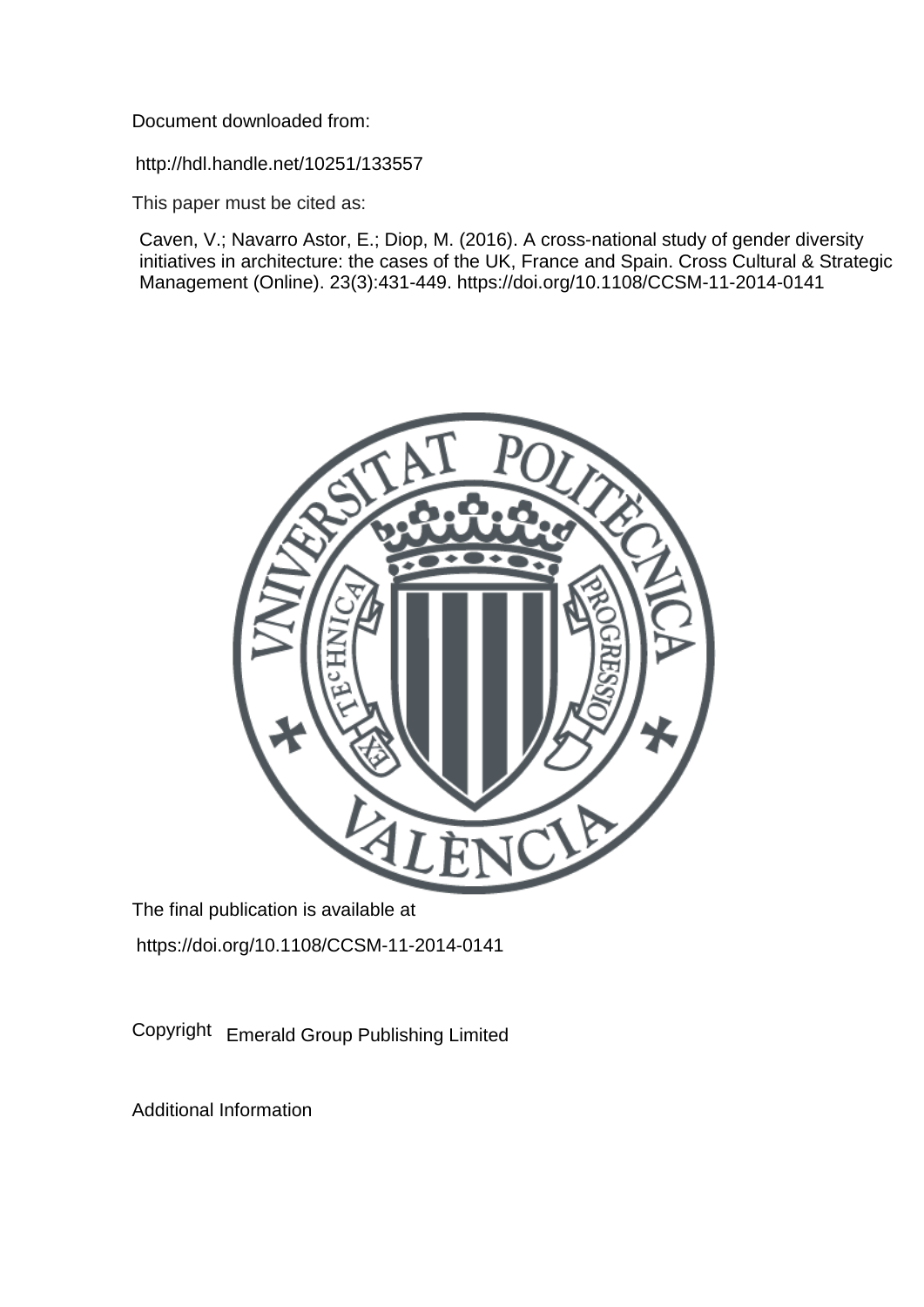Document downloaded from:

http://hdl.handle.net/10251/133557

This paper must be cited as:

Caven, V.; Navarro Astor, E.; Diop, M. (2016). A cross-national study of gender diversity initiatives in architecture: the cases of the UK, France and Spain. Cross Cultural & Strategic Management (Online). 23(3):431-449. https://doi.org/10.1108/CCSM-11-2014-0141

The final publication is available at

https://doi.org/10.1108/CCSM-11-2014-0141

Copyright Emerald Group Publishing Limited

Additional Information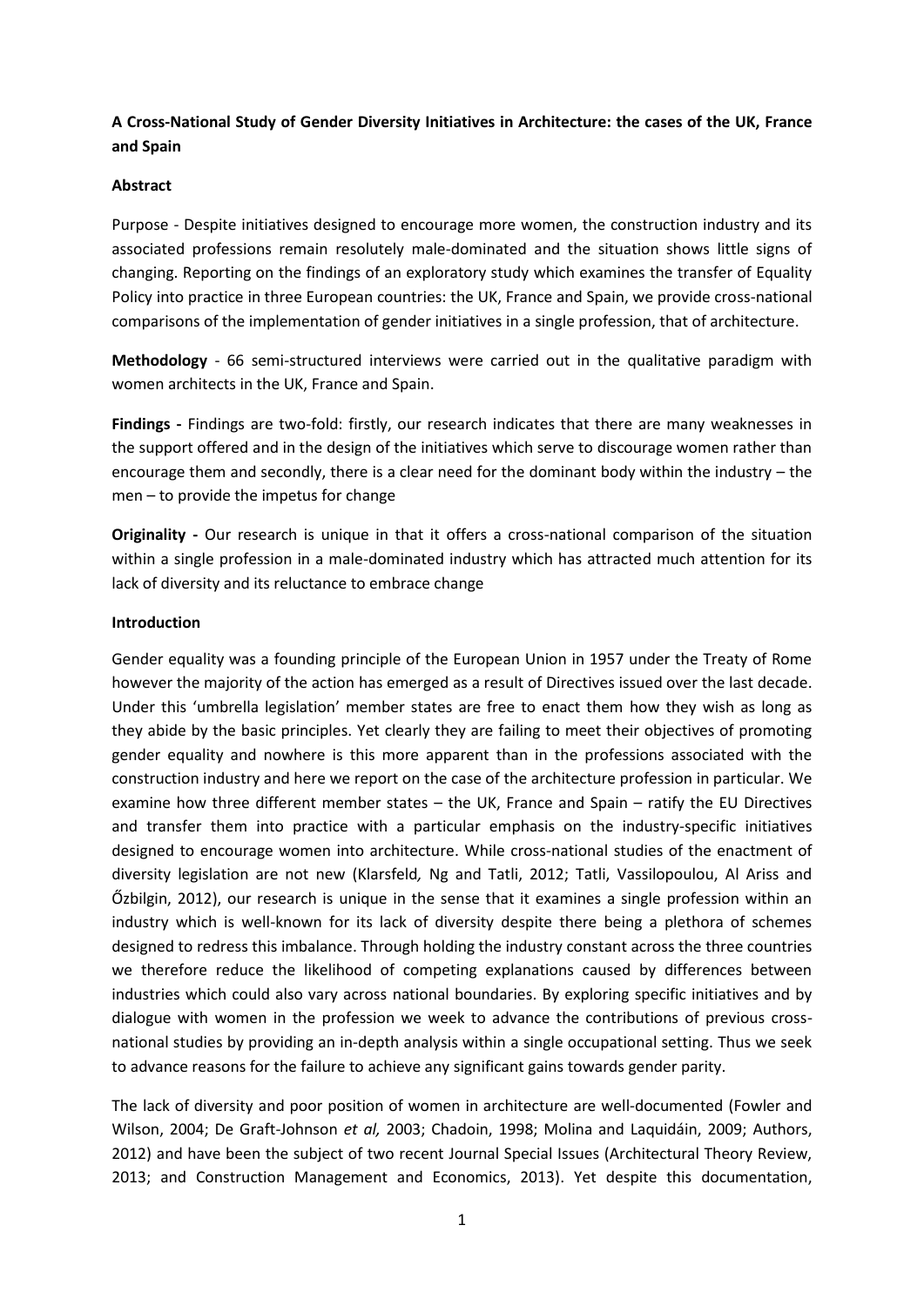**A Cross-National Study of Gender Diversity Initiatives in Architecture: the cases of the UK, France and Spain**

**Abstract**

Purpose - Despite initiatives designed to encourage more women, the construction industry and its associated professions remain resolutely male-dominated and the situation shows little signs of changing. Reporting on the findings of an exploratory study which examines the transfer of Equality Policy into practice in three European countries: the UK, France and Spain, we provide cross-national comparisons of the implementation of gender initiatives in a single profession, that of architecture.

**Methodology** - 66 semi-structured interviews were carried out in the qualitative paradigm with women architects in the UK, France and Spain.

**Findings -** Findings are two-fold: firstly, our research indicates that there are many weaknesses in the support offered and in the design of the initiatives which serve to discourage women rather than encourage them and secondly, there is a clear need for the dominant body within the industry – the men – to provide the impetus for change

**Originality -** Our research is unique in that it offers a cross-national comparison of the situation within a single profession in a male-dominated industry which has attracted much attention for its lack of diversity and its reluctance to embrace change

**Introduction**

Gender equality was a founding principle of the European Union in 1957 under the Treaty of Rome however the majority of the action has emerged as a result of Directives issued over the last decade. Under this 'umbrella legislation' member states are free to enact them how they wish as long as they abide by the basic principles. Yet clearly they are failing to meet their objectives of promoting gender equality and nowhere is this more apparent than in the professions associated with the construction industry and here we report on the case of the architecture profession in particular. We examine how three different member states – the UK, France and Spain – ratify the EU Directives and transfer them into practice with a particular emphasis on the industry-specific initiatives designed to encourage women into architecture. While cross-national studies of the enactment of diversity legislation are not new (Klarsfeld*,* Ng and Tatli, 2012; Tatli, Vassilopoulou, Al Ariss and Őzbilgin, 2012), our research is unique in the sense that it examines a single profession within an industry which is well-known for its lack of diversity despite there being a plethora of schemes designed to redress this imbalance. Through holding the industry constant across the three countries we therefore reduce the likelihood of competing explanations caused by differences between industries which could also vary across national boundaries. By exploring specific initiatives and by dialogue with women in the profession we week to advance the contributions of previous cross-national studies by providing an in-depth analysis within a single occupational setting. Thus we seek to advance reasons for the failure to achieve any significant gains towards gender parity.

The lack of diversity and poor position of women in architecture are well-documented (Fowler and Wilson, 2004; De Graft-Johnson *et al,* 2003; Chadoin, 1998; Molina and Laquidáin, 2009; Authors, 2012) and have been the subject of two recent Journal Special Issues (Architectural Theory Review, 2013; and Construction Management and Economics, 2013). Yet despite this documentation,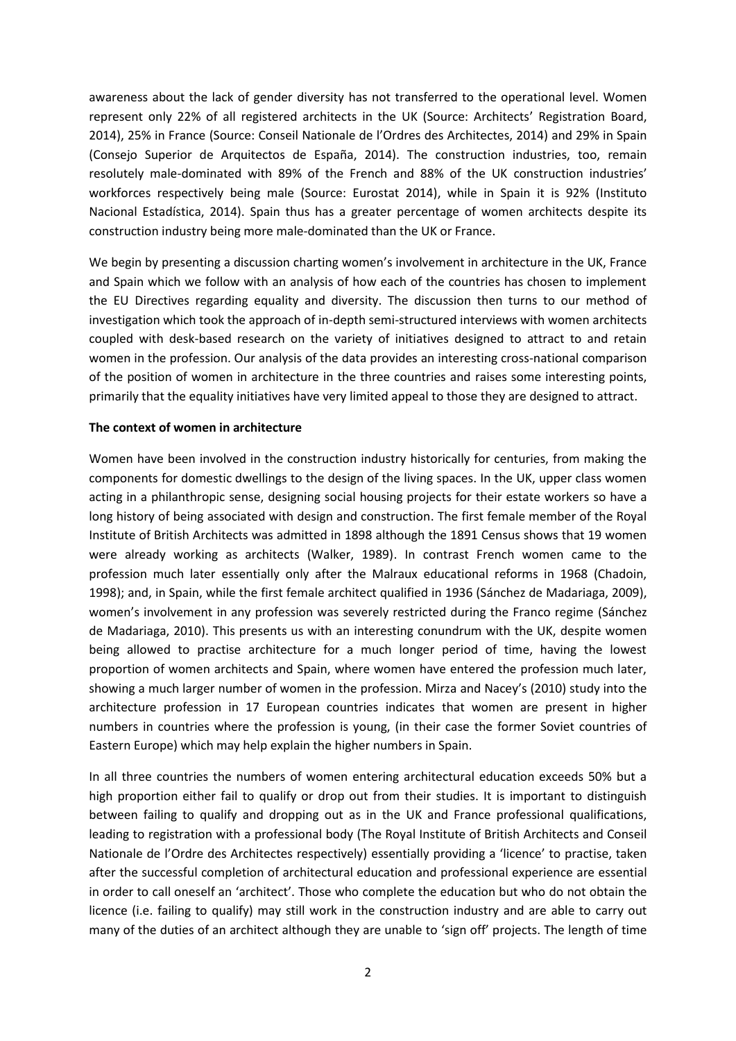awareness about the lack of gender diversity has not transferred to the operational level. Women represent only 22% of all registered architects in the UK (Source: Architects' Registration Board, 2014), 25% in France (Source: Conseil Nationale de l'Ordres des Architectes, 2014) and 29% in Spain (Consejo Superior de Arquitectos de España, 2014). The construction industries, too, remain resolutely male-dominated with 89% of the French and 88% of the UK construction industries' workforces respectively being male (Source: Eurostat 2014), while in Spain it is 92% (Instituto Nacional Estadística, 2014). Spain thus has a greater percentage of women architects despite its construction industry being more male-dominated than the UK or France.

We begin by presenting a discussion charting women's involvement in architecture in the UK, France and Spain which we follow with an analysis of how each of the countries has chosen to implement the EU Directives regarding equality and diversity. The discussion then turns to our method of investigation which took the approach of in-depth semi-structured interviews with women architects coupled with desk-based research on the variety of initiatives designed to attract to and retain women in the profession. Our analysis of the data provides an interesting cross-national comparison of the position of women in architecture in the three countries and raises some interesting points, primarily that the equality initiatives have very limited appeal to those they are designed to attract.

**The context of women in architecture**

Women have been involved in the construction industry historically for centuries, from making the components for domestic dwellings to the design of the living spaces. In the UK, upper class women acting in a philanthropic sense, designing social housing projects for their estate workers so have a long history of being associated with design and construction. The first female member of the Royal Institute of British Architects was admitted in 1898 although the 1891 Census shows that 19 women were already working as architects (Walker, 1989). In contrast French women came to the profession much later essentially only after the Malraux educational reforms in 1968 (Chadoin, 1998); and, in Spain, while the first female architect qualified in 1936 (Sánchez de Madariaga, 2009), women's involvement in any profession was severely restricted during the Franco regime (Sánchez de Madariaga, 2010). This presents us with an interesting conundrum with the UK, despite women being allowed to practise architecture for a much longer period of time, having the lowest proportion of women architects and Spain, where women have entered the profession much later, showing a much larger number of women in the profession. Mirza and Nacey's (2010) study into the architecture profession in 17 European countries indicates that women are present in higher numbers in countries where the profession is young, (in their case the former Soviet countries of Eastern Europe) which may help explain the higher numbers in Spain.

In all three countries the numbers of women entering architectural education exceeds 50% but a high proportion either fail to qualify or drop out from their studies. It is important to distinguish between failing to qualify and dropping out as in the UK and France professional qualifications, leading to registration with a professional body (The Royal Institute of British Architects and Conseil Nationale de l'Ordre des Architectes respectively) essentially providing a 'licence' to practise, taken after the successful completion of architectural education and professional experience are essential in order to call oneself an 'architect'. Those who complete the education but who do not obtain the licence (i.e. failing to qualify) may still work in the construction industry and are able to carry out many of the duties of an architect although they are unable to 'sign off' projects. The length of time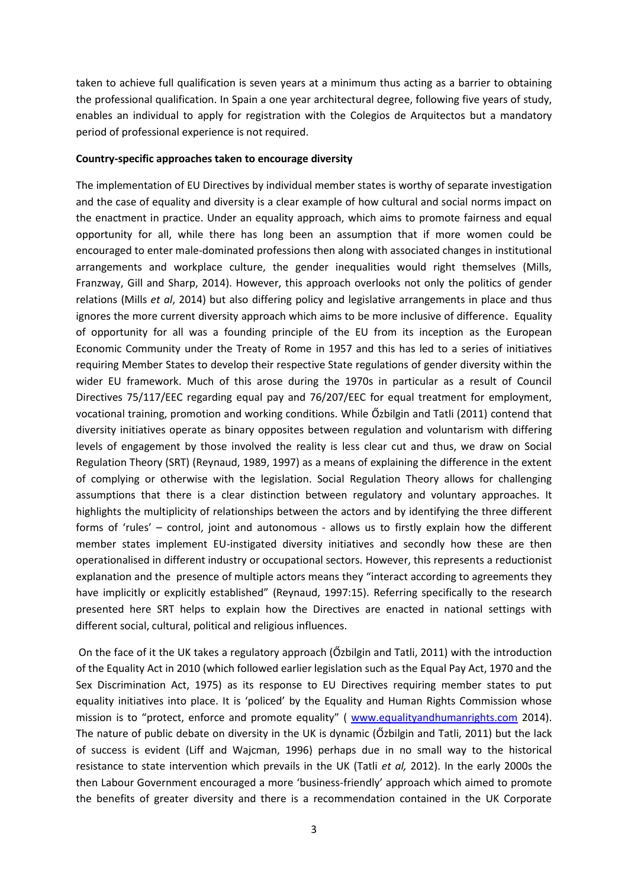taken to achieve full qualification is seven years at a minimum thus acting as a barrier to obtaining the professional qualification. In Spain a one year architectural degree, following five years of study, enables an individual to apply for registration with the Colegios de Arquitectos but a mandatory period of professional experience is not required.

**Country-specific approaches taken to encourage diversity**

The implementation of EU Directives by individual member states is worthy of separate investigation and the case of equality and diversity is a clear example of how cultural and social norms impact on the enactment in practice. Under an equality approach, which aims to promote fairness and equal opportunity for all, while there has long been an assumption that if more women could be encouraged to enter male-dominated professions then along with associated changes in institutional arrangements and workplace culture, the gender inequalities would right themselves (Mills, Franzway, Gill and Sharp, 2014). However, this approach overlooks not only the politics of gender relations (Mills *et al*, 2014) but also differing policy and legislative arrangements in place and thus ignores the more current diversity approach which aims to be more inclusive of difference. Equality of opportunity for all was a founding principle of the EU from its inception as the European Economic Community under the Treaty of Rome in 1957 and this has led to a series of initiatives requiring Member States to develop their respective State regulations of gender diversity within the wider EU framework. Much of this arose during the 1970s in particular as a result of Council Directives 75/117/EEC regarding equal pay and 76/207/EEC for equal treatment for employment, vocational training, promotion and working conditions. While Őzbilgin and Tatli (2011) contend that diversity initiatives operate as binary opposites between regulation and voluntarism with differing levels of engagement by those involved the reality is less clear cut and thus, we draw on Social Regulation Theory (SRT) (Reynaud, 1989, 1997) as a means of explaining the difference in the extent of complying or otherwise with the legislation. Social Regulation Theory allows for challenging assumptions that there is a clear distinction between regulatory and voluntary approaches. It highlights the multiplicity of relationships between the actors and by identifying the three different forms of 'rules' – control, joint and autonomous - allows us to firstly explain how the different member states implement EU-instigated diversity initiatives and secondly how these are then operationalised in different industry or occupational sectors. However, this represents a reductionist explanation and the presence of multiple actors means they "interact according to agreements they have implicitly or explicitly established" (Reynaud, 1997:15). Referring specifically to the research presented here SRT helps to explain how the Directives are enacted in national settings with different social, cultural, political and religious influences.

On the face of it the UK takes a regulatory approach (Őzbilgin and Tatli, 2011) with the introduction of the Equality Act in 2010 (which followed earlier legislation such as the Equal Pay Act, 1970 and the Sex Discrimination Act, 1975) as its response to EU Directives requiring member states to put equality initiatives into place. It is 'policed' by the Equality and Human Rights Commission whose mission is to "protect, enforce and promote equality" ( www.equalityandhumanrights.com 2014). The nature of public debate on diversity in the UK is dynamic (Őzbilgin and Tatli, 2011) but the lack of success is evident (Liff and Wajcman, 1996) perhaps due in no small way to the historical resistance to state intervention which prevails in the UK (Tatli *et al,* 2012). In the early 2000s the then Labour Government encouraged a more 'business-friendly' approach which aimed to promote the benefits of greater diversity and there is a recommendation contained in the UK Corporate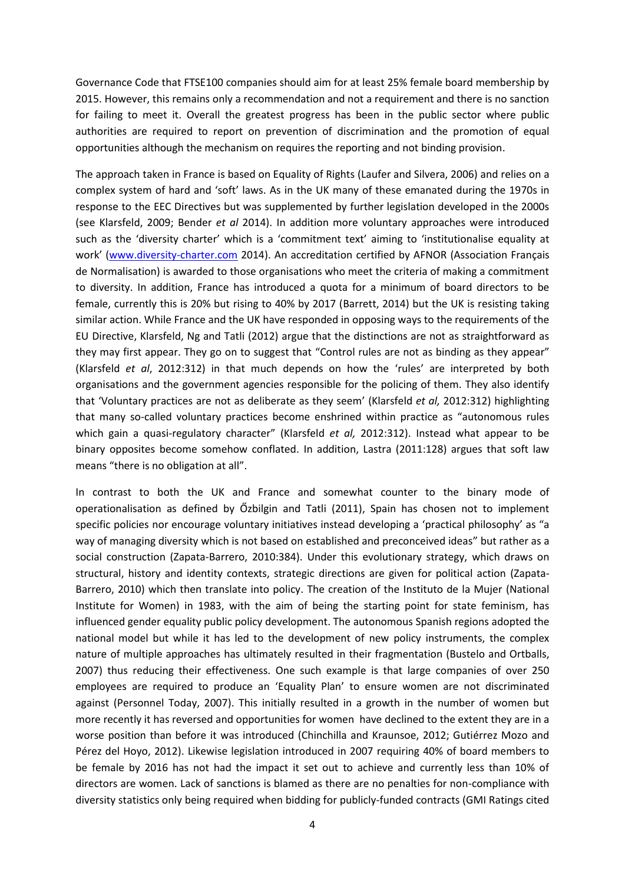Governance Code that FTSE100 companies should aim for at least 25% female board membership by 2015. However, this remains only a recommendation and not a requirement and there is no sanction for failing to meet it. Overall the greatest progress has been in the public sector where public authorities are required to report on prevention of discrimination and the promotion of equal opportunities although the mechanism on requires the reporting and not binding provision.

The approach taken in France is based on Equality of Rights (Laufer and Silvera, 2006) and relies on a complex system of hard and 'soft' laws. As in the UK many of these emanated during the 1970s in response to the EEC Directives but was supplemented by further legislation developed in the 2000s (see Klarsfeld, 2009; Bender *et al* 2014). In addition more voluntary approaches were introduced such as the 'diversity charter' which is a 'commitment text' aiming to 'institutionalise equality at work' (www.diversity-charter.com 2014). An accreditation certified by AFNOR (Association Français de Normalisation) is awarded to those organisations who meet the criteria of making a commitment to diversity. In addition, France has introduced a quota for a minimum of board directors to be female, currently this is 20% but rising to 40% by 2017 (Barrett, 2014) but the UK is resisting taking similar action. While France and the UK have responded in opposing ways to the requirements of the EU Directive, Klarsfeld, Ng and Tatli (2012) argue that the distinctions are not as straightforward as they may first appear. They go on to suggest that "Control rules are not as binding as they appear" (Klarsfeld *et al*, 2012:312) in that much depends on how the 'rules' are interpreted by both organisations and the government agencies responsible for the policing of them. They also identify that 'Voluntary practices are not as deliberate as they seem' (Klarsfeld *et al,* 2012:312) highlighting that many so-called voluntary practices become enshrined within practice as "autonomous rules which gain a quasi-regulatory character" (Klarsfeld *et al,* 2012:312). Instead what appear to be binary opposites become somehow conflated. In addition, Lastra (2011:128) argues that soft law means "there is no obligation at all".

In contrast to both the UK and France and somewhat counter to the binary mode of operationalisation as defined by Őzbilgin and Tatli (2011), Spain has chosen not to implement specific policies nor encourage voluntary initiatives instead developing a 'practical philosophy' as "a way of managing diversity which is not based on established and preconceived ideas" but rather as a social construction (Zapata-Barrero, 2010:384). Under this evolutionary strategy, which draws on structural, history and identity contexts, strategic directions are given for political action (Zapata-Barrero, 2010) which then translate into policy. The creation of the Instituto de la Mujer (National Institute for Women) in 1983, with the aim of being the starting point for state feminism, has influenced gender equality public policy development. The autonomous Spanish regions adopted the national model but while it has led to the development of new policy instruments, the complex nature of multiple approaches has ultimately resulted in their fragmentation (Bustelo and Ortballs, 2007) thus reducing their effectiveness. One such example is that large companies of over 250 employees are required to produce an 'Equality Plan' to ensure women are not discriminated against (Personnel Today, 2007). This initially resulted in a growth in the number of women but more recently it has reversed and opportunities for women have declined to the extent they are in a worse position than before it was introduced (Chinchilla and Kraunsoe, 2012; Gutiérrez Mozo and Pérez del Hoyo, 2012). Likewise legislation introduced in 2007 requiring 40% of board members to be female by 2016 has not had the impact it set out to achieve and currently less than 10% of directors are women. Lack of sanctions is blamed as there are no penalties for non-compliance with diversity statistics only being required when bidding for publicly-funded contracts (GMI Ratings cited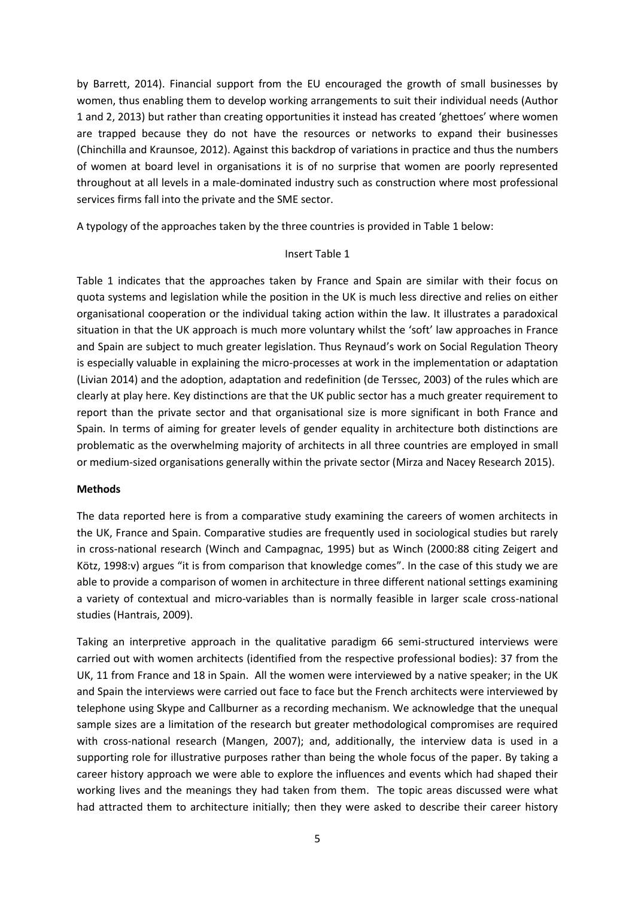by Barrett, 2014). Financial support from the EU encouraged the growth of small businesses by women, thus enabling them to develop working arrangements to suit their individual needs (Author 1 and 2, 2013) but rather than creating opportunities it instead has created 'ghettoes' where women are trapped because they do not have the resources or networks to expand their businesses (Chinchilla and Kraunsoe, 2012). Against this backdrop of variations in practice and thus the numbers of women at board level in organisations it is of no surprise that women are poorly represented throughout at all levels in a male-dominated industry such as construction where most professional services firms fall into the private and the SME sector.

A typology of the approaches taken by the three countries is provided in Table 1 below:

Insert Table 1

Table 1 indicates that the approaches taken by France and Spain are similar with their focus on quota systems and legislation while the position in the UK is much less directive and relies on either organisational cooperation or the individual taking action within the law. It illustrates a paradoxical situation in that the UK approach is much more voluntary whilst the 'soft' law approaches in France and Spain are subject to much greater legislation. Thus Reynaud's work on Social Regulation Theory is especially valuable in explaining the micro-processes at work in the implementation or adaptation (Livian 2014) and the adoption, adaptation and redefinition (de Terssec, 2003) of the rules which are clearly at play here. Key distinctions are that the UK public sector has a much greater requirement to report than the private sector and that organisational size is more significant in both France and Spain. In terms of aiming for greater levels of gender equality in architecture both distinctions are problematic as the overwhelming majority of architects in all three countries are employed in small or medium-sized organisations generally within the private sector (Mirza and Nacey Research 2015).

**Methods**

The data reported here is from a comparative study examining the careers of women architects in the UK, France and Spain. Comparative studies are frequently used in sociological studies but rarely in cross-national research (Winch and Campagnac, 1995) but as Winch (2000:88 citing Zeigert and Kötz, 1998:v) argues "it is from comparison that knowledge comes". In the case of this study we are able to provide a comparison of women in architecture in three different national settings examining a variety of contextual and micro-variables than is normally feasible in larger scale cross-national studies (Hantrais, 2009).

Taking an interpretive approach in the qualitative paradigm 66 semi-structured interviews were carried out with women architects (identified from the respective professional bodies): 37 from the UK, 11 from France and 18 in Spain. All the women were interviewed by a native speaker; in the UK and Spain the interviews were carried out face to face but the French architects were interviewed by telephone using Skype and Callburner as a recording mechanism. We acknowledge that the unequal sample sizes are a limitation of the research but greater methodological compromises are required with cross-national research (Mangen, 2007); and, additionally, the interview data is used in a supporting role for illustrative purposes rather than being the whole focus of the paper. By taking a career history approach we were able to explore the influences and events which had shaped their working lives and the meanings they had taken from them. The topic areas discussed were what had attracted them to architecture initially; then they were asked to describe their career history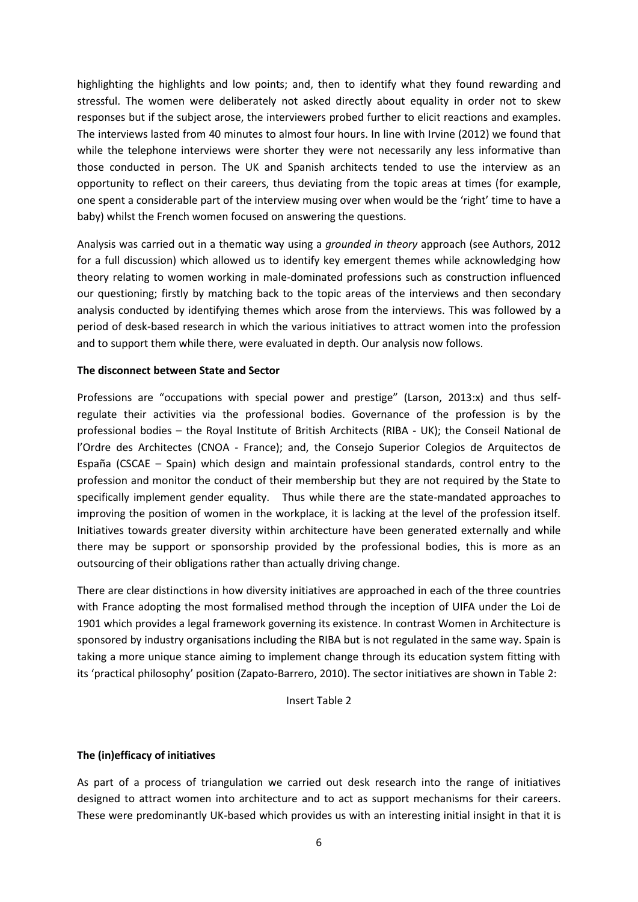highlighting the highlights and low points; and, then to identify what they found rewarding and stressful. The women were deliberately not asked directly about equality in order not to skew responses but if the subject arose, the interviewers probed further to elicit reactions and examples. The interviews lasted from 40 minutes to almost four hours. In line with Irvine (2012) we found that while the telephone interviews were shorter they were not necessarily any less informative than those conducted in person. The UK and Spanish architects tended to use the interview as an opportunity to reflect on their careers, thus deviating from the topic areas at times (for example, one spent a considerable part of the interview musing over when would be the 'right' time to have a baby) whilst the French women focused on answering the questions.

Analysis was carried out in a thematic way using a *grounded in theory* approach (see Authors, 2012 for a full discussion) which allowed us to identify key emergent themes while acknowledging how theory relating to women working in male-dominated professions such as construction influenced our questioning; firstly by matching back to the topic areas of the interviews and then secondary analysis conducted by identifying themes which arose from the interviews. This was followed by a period of desk-based research in which the various initiatives to attract women into the profession and to support them while there, were evaluated in depth. Our analysis now follows.

**The disconnect between State and Sector**

Professions are "occupations with special power and prestige" (Larson, 2013:x) and thus self-regulate their activities via the professional bodies. Governance of the profession is by the professional bodies – the Royal Institute of British Architects (RIBA - UK); the Conseil National de l'Ordre des Architectes (CNOA - France); and, the Consejo Superior Colegios de Arquitectos de España (CSCAE – Spain) which design and maintain professional standards, control entry to the profession and monitor the conduct of their membership but they are not required by the State to specifically implement gender equality. Thus while there are the state-mandated approaches to improving the position of women in the workplace, it is lacking at the level of the profession itself. Initiatives towards greater diversity within architecture have been generated externally and while there may be support or sponsorship provided by the professional bodies, this is more as an outsourcing of their obligations rather than actually driving change.

There are clear distinctions in how diversity initiatives are approached in each of the three countries with France adopting the most formalised method through the inception of UIFA under the Loi de 1901 which provides a legal framework governing its existence. In contrast Women in Architecture is sponsored by industry organisations including the RIBA but is not regulated in the same way. Spain is taking a more unique stance aiming to implement change through its education system fitting with its 'practical philosophy' position (Zapato-Barrero, 2010). The sector initiatives are shown in Table 2:

Insert Table 2

**The (in)efficacy of initiatives**

As part of a process of triangulation we carried out desk research into the range of initiatives designed to attract women into architecture and to act as support mechanisms for their careers. These were predominantly UK-based which provides us with an interesting initial insight in that it is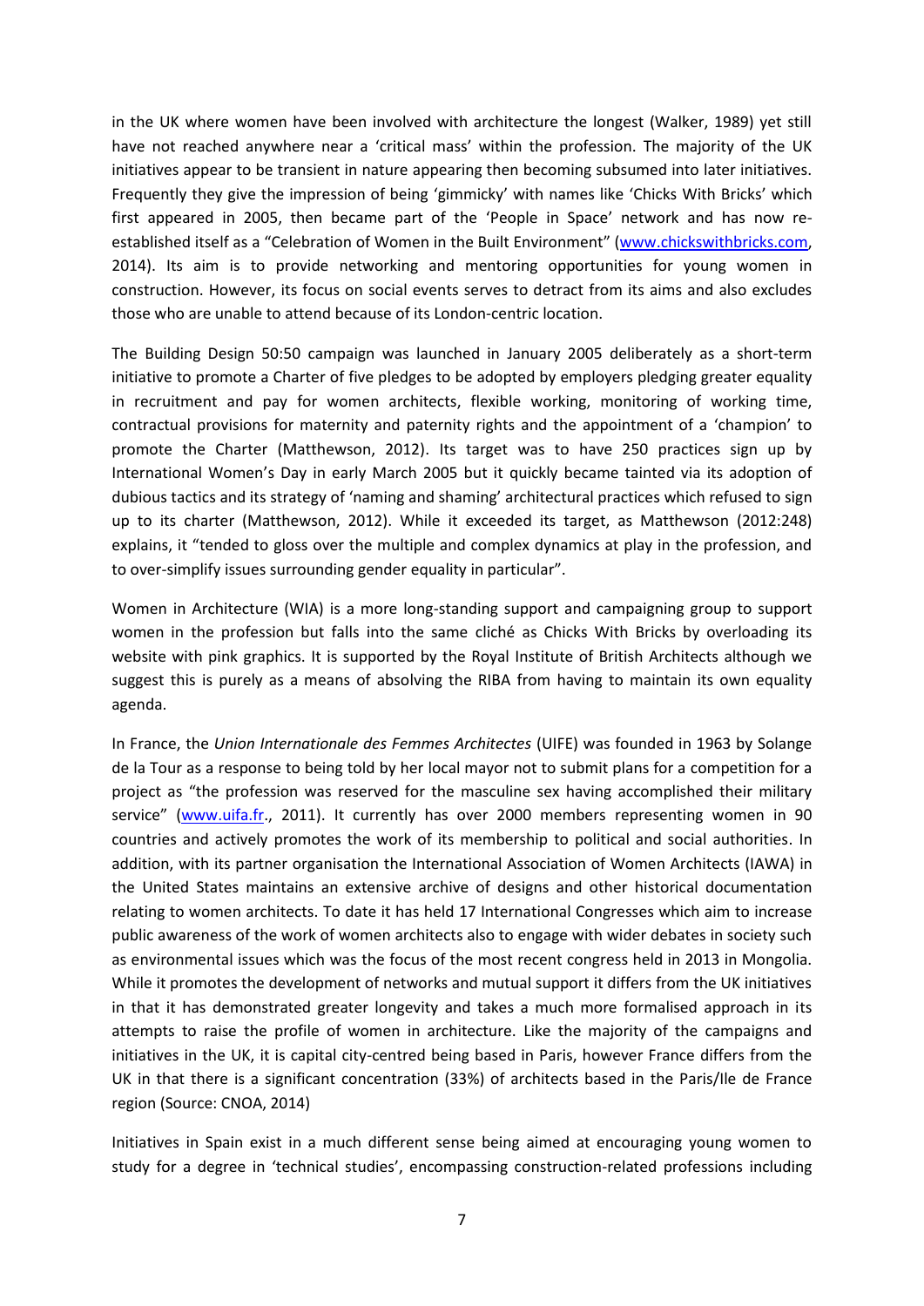in the UK where women have been involved with architecture the longest (Walker, 1989) yet still have not reached anywhere near a 'critical mass' within the profession. The majority of the UK initiatives appear to be transient in nature appearing then becoming subsumed into later initiatives. Frequently they give the impression of being 'gimmicky' with names like 'Chicks With Bricks' which first appeared in 2005, then became part of the 'People in Space' network and has now re-established itself as a "Celebration of Women in the Built Environment" (www.chickswithbricks.com, 2014). Its aim is to provide networking and mentoring opportunities for young women in construction. However, its focus on social events serves to detract from its aims and also excludes those who are unable to attend because of its London-centric location.

The Building Design 50:50 campaign was launched in January 2005 deliberately as a short-term initiative to promote a Charter of five pledges to be adopted by employers pledging greater equality in recruitment and pay for women architects, flexible working, monitoring of working time, contractual provisions for maternity and paternity rights and the appointment of a 'champion' to promote the Charter (Matthewson, 2012). Its target was to have 250 practices sign up by International Women's Day in early March 2005 but it quickly became tainted via its adoption of dubious tactics and its strategy of 'naming and shaming' architectural practices which refused to sign up to its charter (Matthewson, 2012). While it exceeded its target, as Matthewson (2012:248) explains, it "tended to gloss over the multiple and complex dynamics at play in the profession, and to over-simplify issues surrounding gender equality in particular".

Women in Architecture (WIA) is a more long-standing support and campaigning group to support women in the profession but falls into the same cliché as Chicks With Bricks by overloading its website with pink graphics. It is supported by the Royal Institute of British Architects although we suggest this is purely as a means of absolving the RIBA from having to maintain its own equality agenda.

In France, the *Union Internationale des Femmes Architectes* (UIFE) was founded in 1963 by Solange de la Tour as a response to being told by her local mayor not to submit plans for a competition for a project as "the profession was reserved for the masculine sex having accomplished their military service" (www.uifa.fr., 2011). It currently has over 2000 members representing women in 90 countries and actively promotes the work of its membership to political and social authorities. In addition, with its partner organisation the International Association of Women Architects (IAWA) in the United States maintains an extensive archive of designs and other historical documentation relating to women architects. To date it has held 17 International Congresses which aim to increase public awareness of the work of women architects also to engage with wider debates in society such as environmental issues which was the focus of the most recent congress held in 2013 in Mongolia. While it promotes the development of networks and mutual support it differs from the UK initiatives in that it has demonstrated greater longevity and takes a much more formalised approach in its attempts to raise the profile of women in architecture. Like the majority of the campaigns and initiatives in the UK, it is capital city-centred being based in Paris, however France differs from the UK in that there is a significant concentration (33%) of architects based in the Paris/Ile de France region (Source: CNOA, 2014)

Initiatives in Spain exist in a much different sense being aimed at encouraging young women to study for a degree in 'technical studies', encompassing construction-related professions including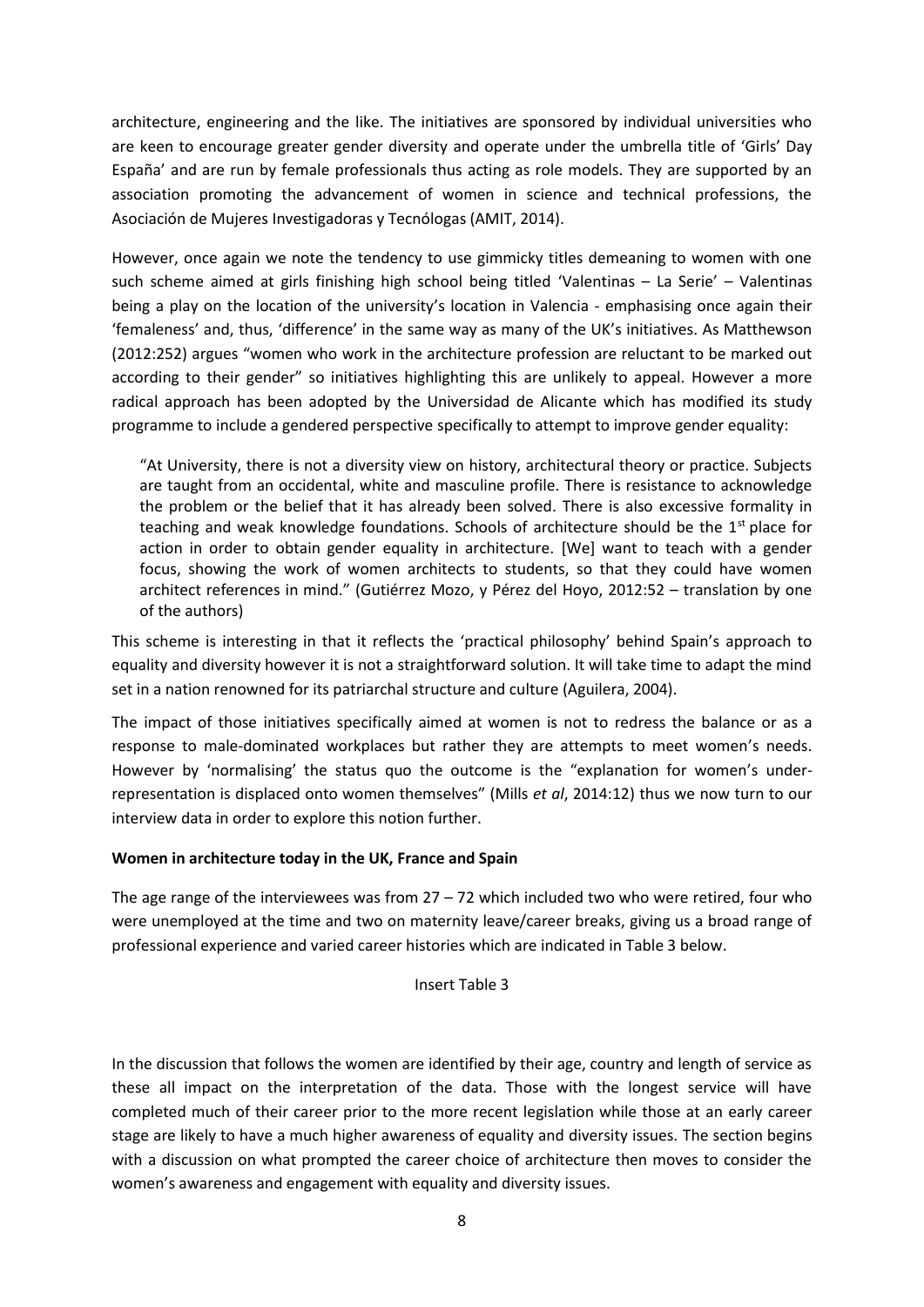architecture, engineering and the like. The initiatives are sponsored by individual universities who are keen to encourage greater gender diversity and operate under the umbrella title of 'Girls' Day España' and are run by female professionals thus acting as role models. They are supported by an association promoting the advancement of women in science and technical professions, the Asociación de Mujeres Investigadoras y Tecnólogas (AMIT, 2014).

However, once again we note the tendency to use gimmicky titles demeaning to women with one such scheme aimed at girls finishing high school being titled 'Valentinas – La Serie' – Valentinas being a play on the location of the university's location in Valencia - emphasising once again their 'femaleness' and, thus, 'difference' in the same way as many of the UK's initiatives. As Matthewson (2012:252) argues "women who work in the architecture profession are reluctant to be marked out according to their gender" so initiatives highlighting this are unlikely to appeal. However a more radical approach has been adopted by the Universidad de Alicante which has modified its study programme to include a gendered perspective specifically to attempt to improve gender equality:

> "At University, there is not a diversity view on history, architectural theory or practice. Subjects are taught from an occidental, white and masculine profile. There is resistance to acknowledge the problem or the belief that it has already been solved. There is also excessive formality in teaching and weak knowledge foundations. Schools of architecture should be the 1st place for action in order to obtain gender equality in architecture. [We] want to teach with a gender focus, showing the work of women architects to students, so that they could have women architect references in mind." (Gutiérrez Mozo, y Pérez del Hoyo, 2012:52 – translation by one of the authors)

This scheme is interesting in that it reflects the 'practical philosophy' behind Spain's approach to equality and diversity however it is not a straightforward solution. It will take time to adapt the mind set in a nation renowned for its patriarchal structure and culture (Aguilera, 2004).

The impact of those initiatives specifically aimed at women is not to redress the balance or as a response to male-dominated workplaces but rather they are attempts to meet women's needs. However by 'normalising' the status quo the outcome is the "explanation for women's under-representation is displaced onto women themselves" (Mills *et al*, 2014:12) thus we now turn to our interview data in order to explore this notion further.

**Women in architecture today in the UK, France and Spain**

The age range of the interviewees was from 27 – 72 which included two who were retired, four who were unemployed at the time and two on maternity leave/career breaks, giving us a broad range of professional experience and varied career histories which are indicated in Table 3 below.

Insert Table 3

In the discussion that follows the women are identified by their age, country and length of service as these all impact on the interpretation of the data. Those with the longest service will have completed much of their career prior to the more recent legislation while those at an early career stage are likely to have a much higher awareness of equality and diversity issues. The section begins with a discussion on what prompted the career choice of architecture then moves to consider the women's awareness and engagement with equality and diversity issues.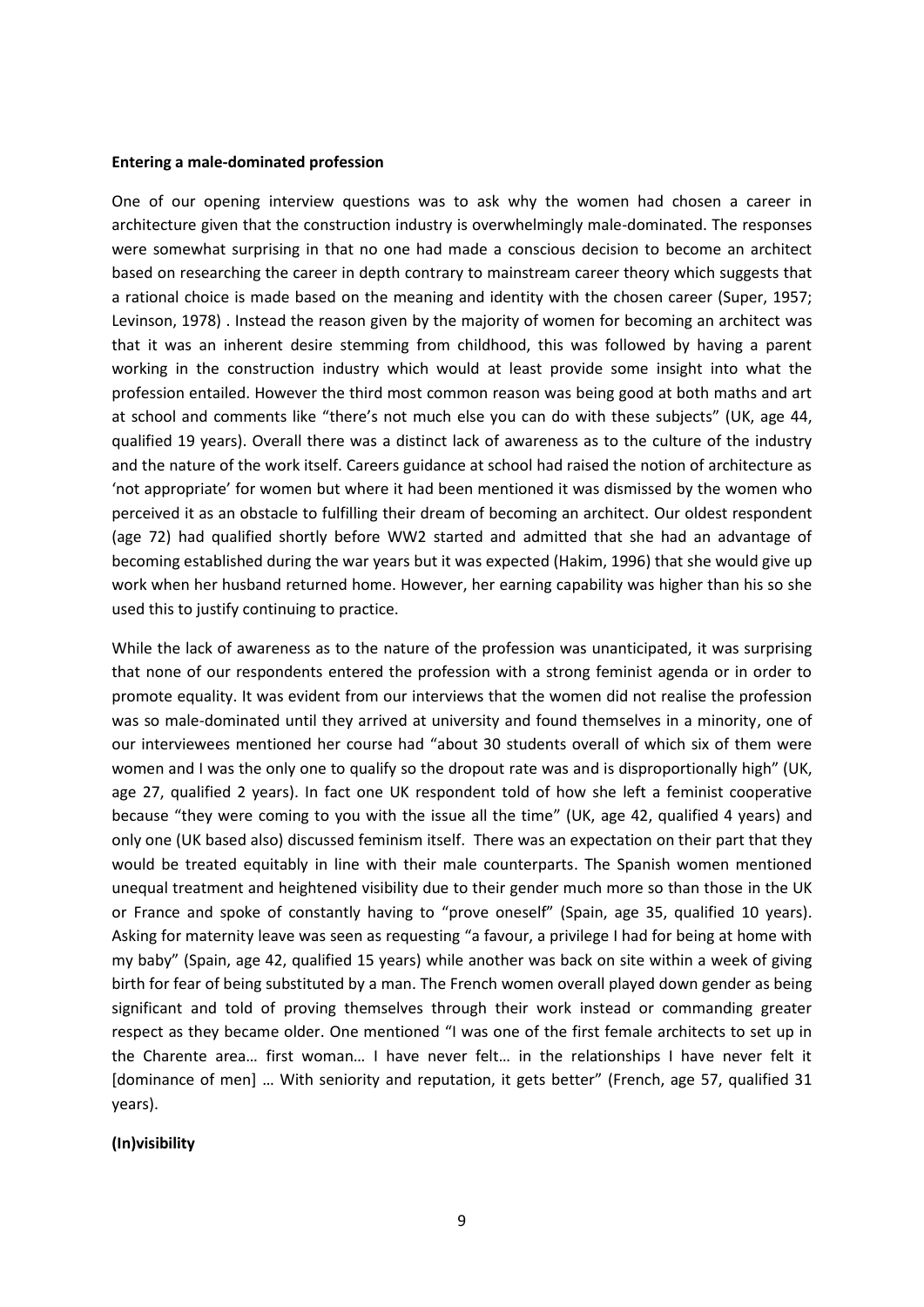**Entering a male-dominated profession**

One of our opening interview questions was to ask why the women had chosen a career in architecture given that the construction industry is overwhelmingly male-dominated. The responses were somewhat surprising in that no one had made a conscious decision to become an architect based on researching the career in depth contrary to mainstream career theory which suggests that a rational choice is made based on the meaning and identity with the chosen career (Super, 1957; Levinson, 1978) . Instead the reason given by the majority of women for becoming an architect was that it was an inherent desire stemming from childhood, this was followed by having a parent working in the construction industry which would at least provide some insight into what the profession entailed. However the third most common reason was being good at both maths and art at school and comments like "there's not much else you can do with these subjects" (UK, age 44, qualified 19 years). Overall there was a distinct lack of awareness as to the culture of the industry and the nature of the work itself. Careers guidance at school had raised the notion of architecture as 'not appropriate' for women but where it had been mentioned it was dismissed by the women who perceived it as an obstacle to fulfilling their dream of becoming an architect. Our oldest respondent (age 72) had qualified shortly before WW2 started and admitted that she had an advantage of becoming established during the war years but it was expected (Hakim, 1996) that she would give up work when her husband returned home. However, her earning capability was higher than his so she used this to justify continuing to practice.

While the lack of awareness as to the nature of the profession was unanticipated, it was surprising that none of our respondents entered the profession with a strong feminist agenda or in order to promote equality. It was evident from our interviews that the women did not realise the profession was so male-dominated until they arrived at university and found themselves in a minority, one of our interviewees mentioned her course had "about 30 students overall of which six of them were women and I was the only one to qualify so the dropout rate was and is disproportionally high" (UK, age 27, qualified 2 years). In fact one UK respondent told of how she left a feminist cooperative because "they were coming to you with the issue all the time" (UK, age 42, qualified 4 years) and only one (UK based also) discussed feminism itself. There was an expectation on their part that they would be treated equitably in line with their male counterparts. The Spanish women mentioned unequal treatment and heightened visibility due to their gender much more so than those in the UK or France and spoke of constantly having to "prove oneself" (Spain, age 35, qualified 10 years). Asking for maternity leave was seen as requesting "a favour, a privilege I had for being at home with my baby" (Spain, age 42, qualified 15 years) while another was back on site within a week of giving birth for fear of being substituted by a man. The French women overall played down gender as being significant and told of proving themselves through their work instead or commanding greater respect as they became older. One mentioned "I was one of the first female architects to set up in the Charente area… first woman… I have never felt… in the relationships I have never felt it [dominance of men] … With seniority and reputation, it gets better" (French, age 57, qualified 31 years).

**(In)visibility**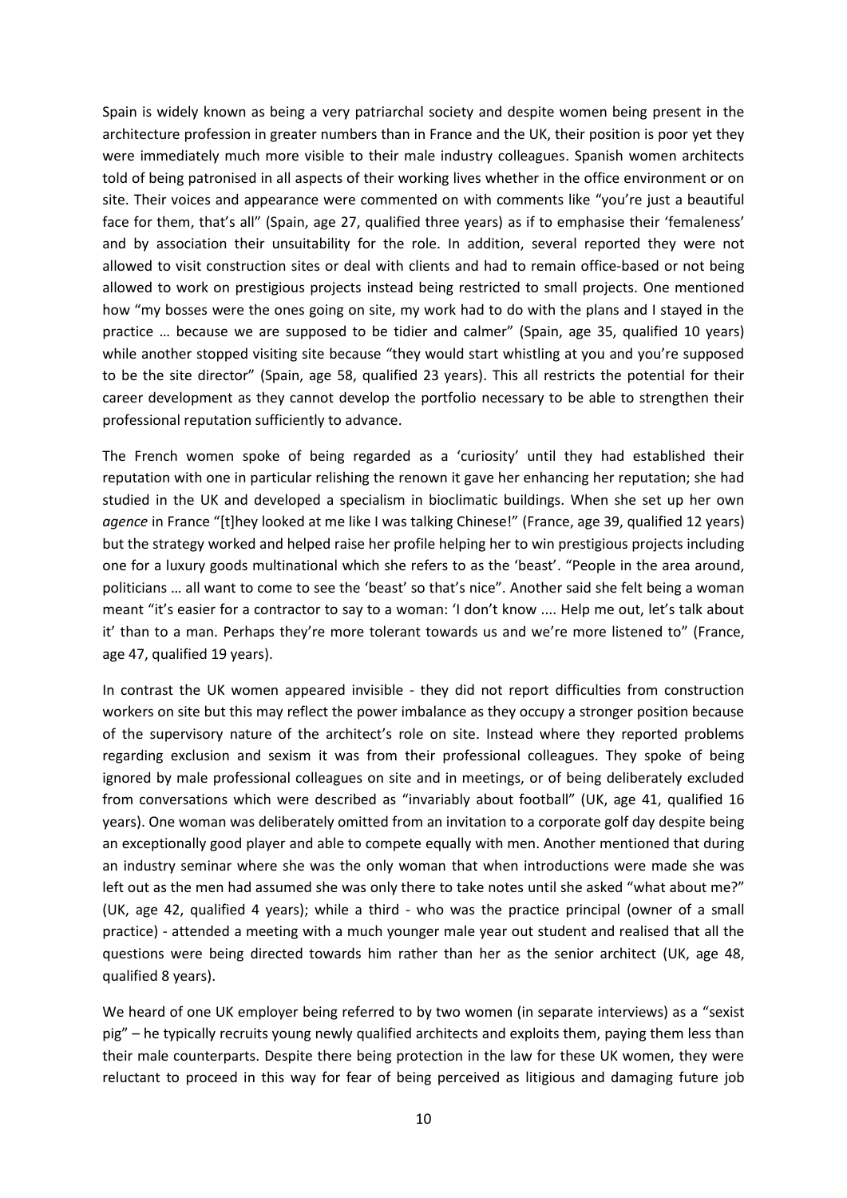Spain is widely known as being a very patriarchal society and despite women being present in the architecture profession in greater numbers than in France and the UK, their position is poor yet they were immediately much more visible to their male industry colleagues. Spanish women architects told of being patronised in all aspects of their working lives whether in the office environment or on site. Their voices and appearance were commented on with comments like "you're just a beautiful face for them, that's all" (Spain, age 27, qualified three years) as if to emphasise their 'femaleness' and by association their unsuitability for the role. In addition, several reported they were not allowed to visit construction sites or deal with clients and had to remain office-based or not being allowed to work on prestigious projects instead being restricted to small projects. One mentioned how "my bosses were the ones going on site, my work had to do with the plans and I stayed in the practice … because we are supposed to be tidier and calmer" (Spain, age 35, qualified 10 years) while another stopped visiting site because "they would start whistling at you and you're supposed to be the site director" (Spain, age 58, qualified 23 years). This all restricts the potential for their career development as they cannot develop the portfolio necessary to be able to strengthen their professional reputation sufficiently to advance.

The French women spoke of being regarded as a 'curiosity' until they had established their reputation with one in particular relishing the renown it gave her enhancing her reputation; she had studied in the UK and developed a specialism in bioclimatic buildings. When she set up her own *agence* in France "[t]hey looked at me like I was talking Chinese!" (France, age 39, qualified 12 years) but the strategy worked and helped raise her profile helping her to win prestigious projects including one for a luxury goods multinational which she refers to as the 'beast'. "People in the area around, politicians … all want to come to see the 'beast' so that's nice". Another said she felt being a woman meant "it's easier for a contractor to say to a woman: 'I don't know .... Help me out, let's talk about it' than to a man. Perhaps they're more tolerant towards us and we're more listened to" (France, age 47, qualified 19 years).

In contrast the UK women appeared invisible - they did not report difficulties from construction workers on site but this may reflect the power imbalance as they occupy a stronger position because of the supervisory nature of the architect's role on site. Instead where they reported problems regarding exclusion and sexism it was from their professional colleagues. They spoke of being ignored by male professional colleagues on site and in meetings, or of being deliberately excluded from conversations which were described as "invariably about football" (UK, age 41, qualified 16 years). One woman was deliberately omitted from an invitation to a corporate golf day despite being an exceptionally good player and able to compete equally with men. Another mentioned that during an industry seminar where she was the only woman that when introductions were made she was left out as the men had assumed she was only there to take notes until she asked "what about me?" (UK, age 42, qualified 4 years); while a third - who was the practice principal (owner of a small practice) - attended a meeting with a much younger male year out student and realised that all the questions were being directed towards him rather than her as the senior architect (UK, age 48, qualified 8 years).

We heard of one UK employer being referred to by two women (in separate interviews) as a "sexist pig" – he typically recruits young newly qualified architects and exploits them, paying them less than their male counterparts. Despite there being protection in the law for these UK women, they were reluctant to proceed in this way for fear of being perceived as litigious and damaging future job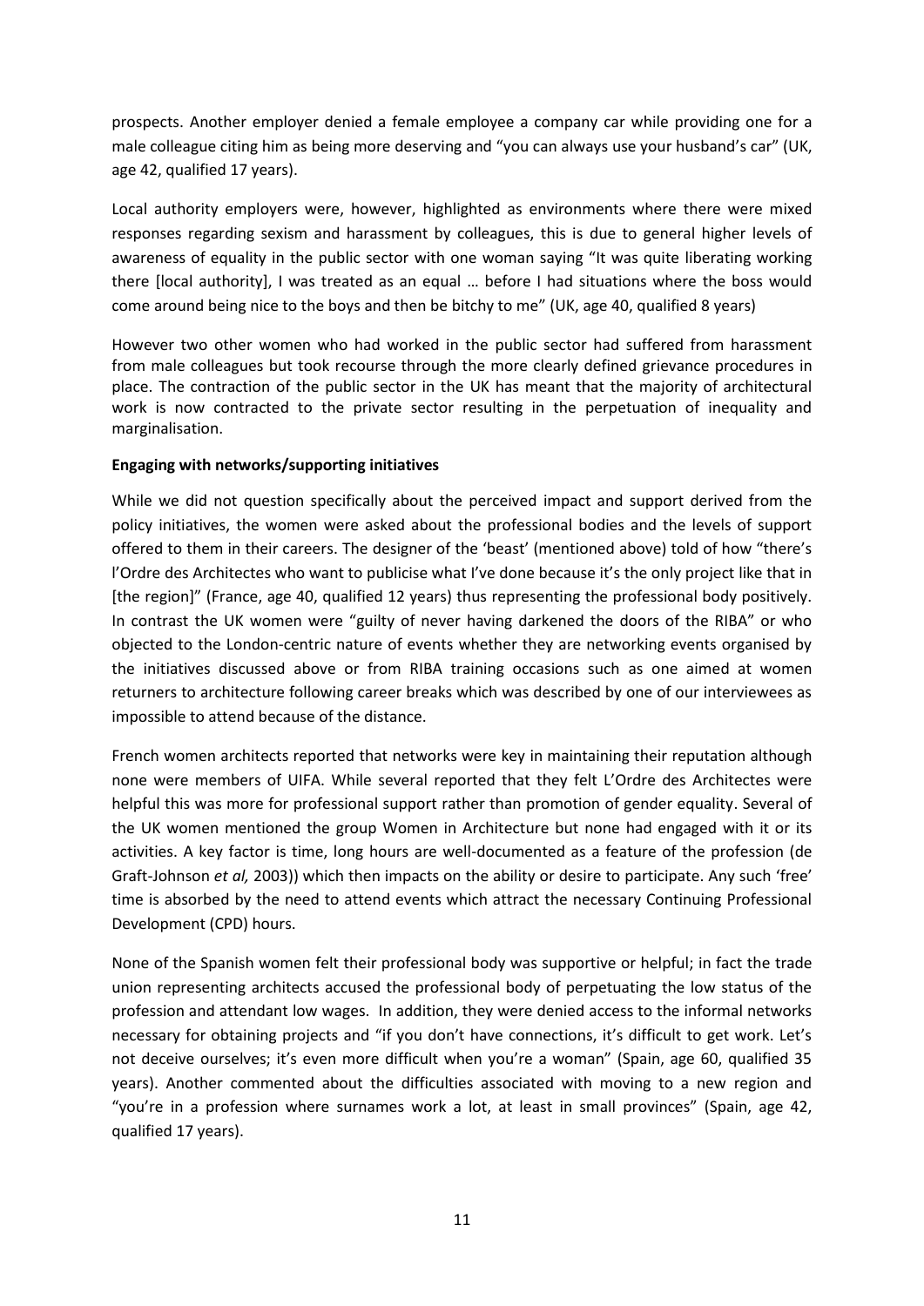prospects. Another employer denied a female employee a company car while providing one for a male colleague citing him as being more deserving and "you can always use your husband's car" (UK, age 42, qualified 17 years).

Local authority employers were, however, highlighted as environments where there were mixed responses regarding sexism and harassment by colleagues, this is due to general higher levels of awareness of equality in the public sector with one woman saying "It was quite liberating working there [local authority], I was treated as an equal … before I had situations where the boss would come around being nice to the boys and then be bitchy to me" (UK, age 40, qualified 8 years)

However two other women who had worked in the public sector had suffered from harassment from male colleagues but took recourse through the more clearly defined grievance procedures in place. The contraction of the public sector in the UK has meant that the majority of architectural work is now contracted to the private sector resulting in the perpetuation of inequality and marginalisation.

**Engaging with networks/supporting initiatives**

While we did not question specifically about the perceived impact and support derived from the policy initiatives, the women were asked about the professional bodies and the levels of support offered to them in their careers. The designer of the 'beast' (mentioned above) told of how "there's l'Ordre des Architectes who want to publicise what I've done because it's the only project like that in [the region]" (France, age 40, qualified 12 years) thus representing the professional body positively. In contrast the UK women were "guilty of never having darkened the doors of the RIBA" or who objected to the London-centric nature of events whether they are networking events organised by the initiatives discussed above or from RIBA training occasions such as one aimed at women returners to architecture following career breaks which was described by one of our interviewees as impossible to attend because of the distance.

French women architects reported that networks were key in maintaining their reputation although none were members of UIFA. While several reported that they felt L'Ordre des Architectes were helpful this was more for professional support rather than promotion of gender equality. Several of the UK women mentioned the group Women in Architecture but none had engaged with it or its activities. A key factor is time, long hours are well-documented as a feature of the profession (de Graft-Johnson *et al,* 2003)) which then impacts on the ability or desire to participate. Any such 'free' time is absorbed by the need to attend events which attract the necessary Continuing Professional Development (CPD) hours.

None of the Spanish women felt their professional body was supportive or helpful; in fact the trade union representing architects accused the professional body of perpetuating the low status of the profession and attendant low wages. In addition, they were denied access to the informal networks necessary for obtaining projects and "if you don't have connections, it's difficult to get work. Let's not deceive ourselves; it's even more difficult when you're a woman" (Spain, age 60, qualified 35 years). Another commented about the difficulties associated with moving to a new region and "you're in a profession where surnames work a lot, at least in small provinces" (Spain, age 42, qualified 17 years).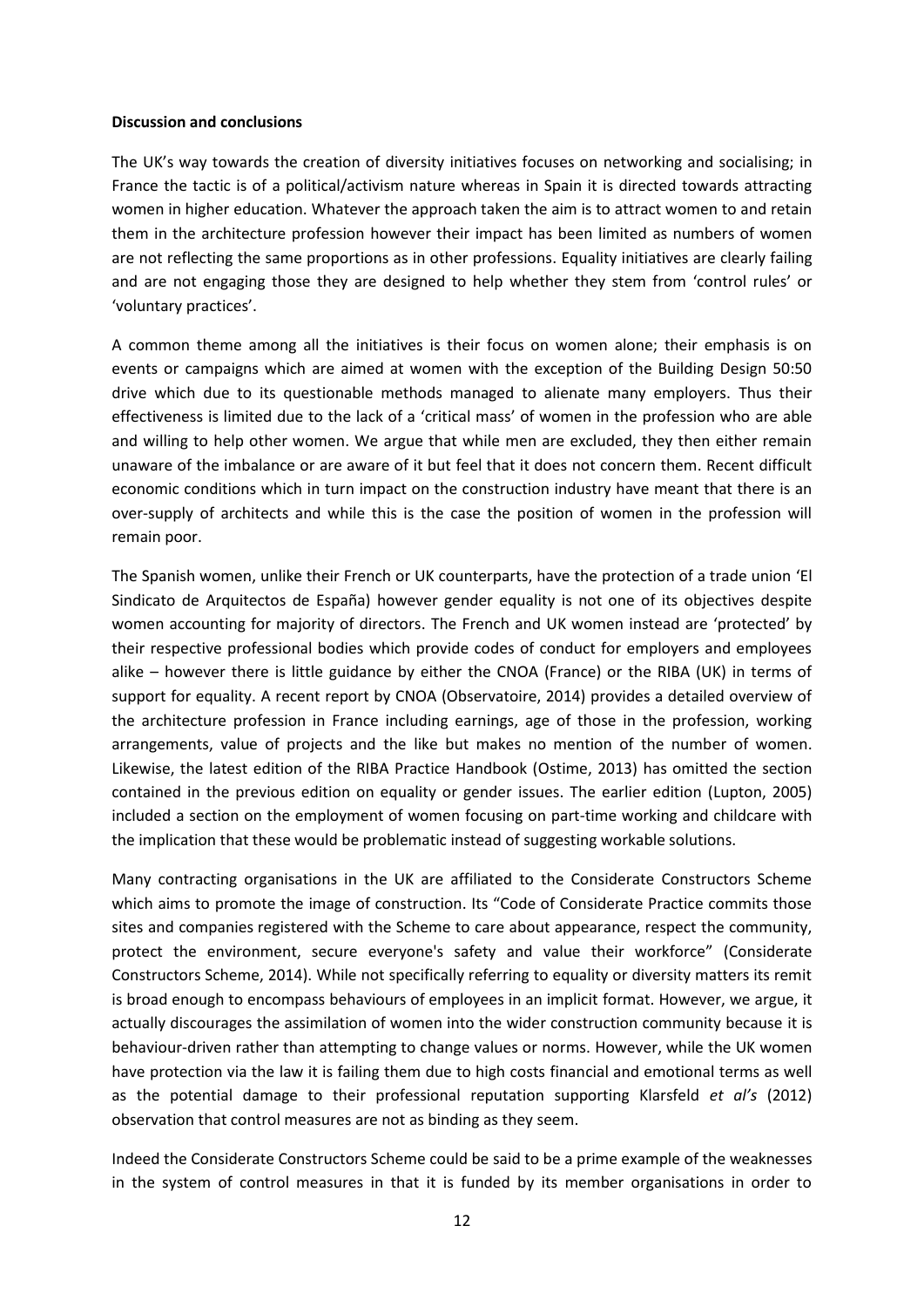**Discussion and conclusions**

The UK's way towards the creation of diversity initiatives focuses on networking and socialising; in France the tactic is of a political/activism nature whereas in Spain it is directed towards attracting women in higher education. Whatever the approach taken the aim is to attract women to and retain them in the architecture profession however their impact has been limited as numbers of women are not reflecting the same proportions as in other professions. Equality initiatives are clearly failing and are not engaging those they are designed to help whether they stem from 'control rules' or 'voluntary practices'.

A common theme among all the initiatives is their focus on women alone; their emphasis is on events or campaigns which are aimed at women with the exception of the Building Design 50:50 drive which due to its questionable methods managed to alienate many employers. Thus their effectiveness is limited due to the lack of a 'critical mass' of women in the profession who are able and willing to help other women. We argue that while men are excluded, they then either remain unaware of the imbalance or are aware of it but feel that it does not concern them. Recent difficult economic conditions which in turn impact on the construction industry have meant that there is an over-supply of architects and while this is the case the position of women in the profession will remain poor.

The Spanish women, unlike their French or UK counterparts, have the protection of a trade union 'El Sindicato de Arquitectos de España) however gender equality is not one of its objectives despite women accounting for majority of directors. The French and UK women instead are 'protected' by their respective professional bodies which provide codes of conduct for employers and employees alike – however there is little guidance by either the CNOA (France) or the RIBA (UK) in terms of support for equality. A recent report by CNOA (Observatoire, 2014) provides a detailed overview of the architecture profession in France including earnings, age of those in the profession, working arrangements, value of projects and the like but makes no mention of the number of women. Likewise, the latest edition of the RIBA Practice Handbook (Ostime, 2013) has omitted the section contained in the previous edition on equality or gender issues. The earlier edition (Lupton, 2005) included a section on the employment of women focusing on part-time working and childcare with the implication that these would be problematic instead of suggesting workable solutions.

Many contracting organisations in the UK are affiliated to the Considerate Constructors Scheme which aims to promote the image of construction. Its "Code of Considerate Practice commits those sites and companies registered with the Scheme to care about appearance, respect the community, protect the environment, secure everyone's safety and value their workforce" (Considerate Constructors Scheme, 2014). While not specifically referring to equality or diversity matters its remit is broad enough to encompass behaviours of employees in an implicit format. However, we argue, it actually discourages the assimilation of women into the wider construction community because it is behaviour-driven rather than attempting to change values or norms. However, while the UK women have protection via the law it is failing them due to high costs financial and emotional terms as well as the potential damage to their professional reputation supporting Klarsfeld *et al's* (2012) observation that control measures are not as binding as they seem.

Indeed the Considerate Constructors Scheme could be said to be a prime example of the weaknesses in the system of control measures in that it is funded by its member organisations in order to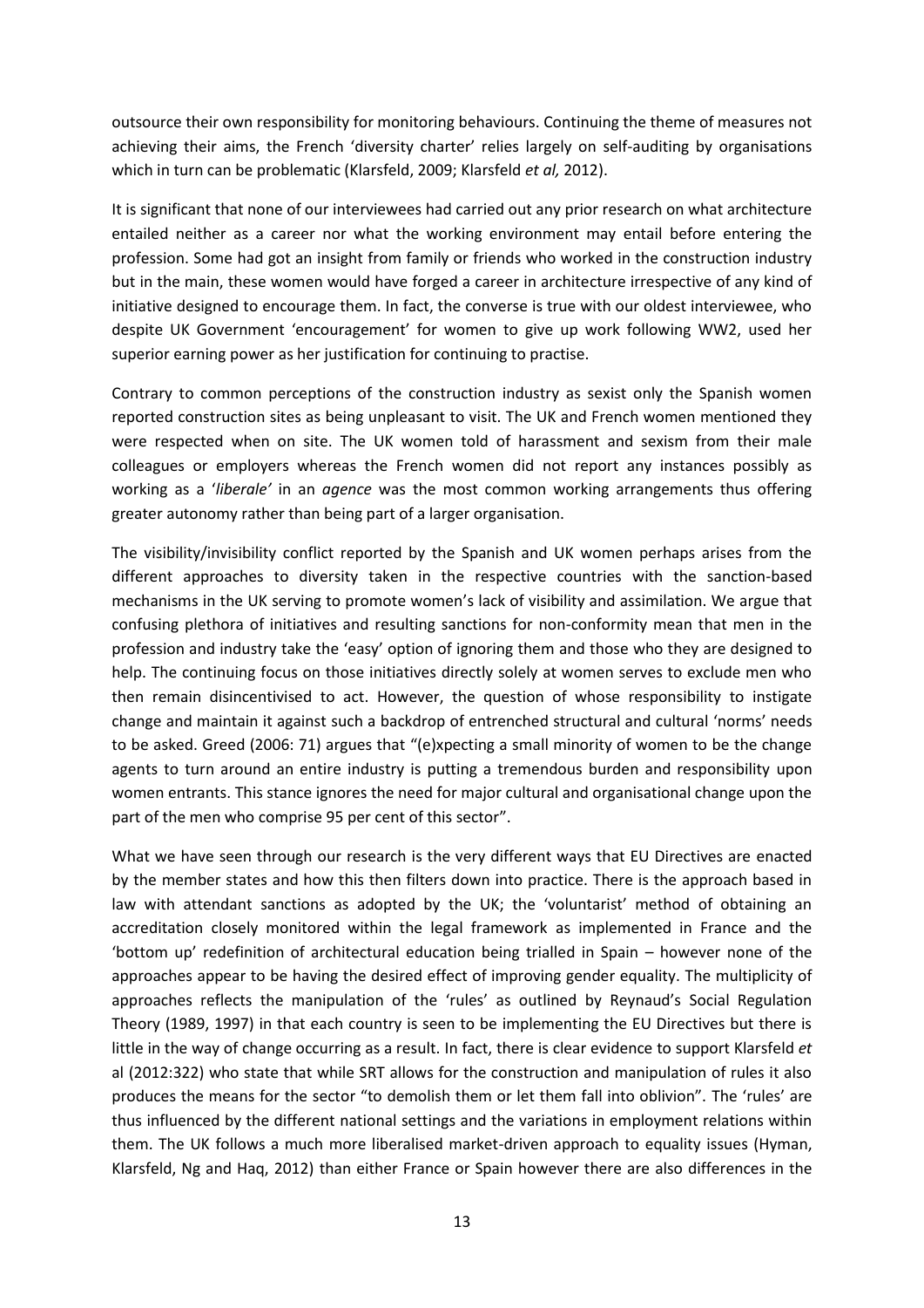outsource their own responsibility for monitoring behaviours. Continuing the theme of measures not achieving their aims, the French 'diversity charter' relies largely on self-auditing by organisations which in turn can be problematic (Klarsfeld, 2009; Klarsfeld *et al,* 2012).

It is significant that none of our interviewees had carried out any prior research on what architecture entailed neither as a career nor what the working environment may entail before entering the profession. Some had got an insight from family or friends who worked in the construction industry but in the main, these women would have forged a career in architecture irrespective of any kind of initiative designed to encourage them. In fact, the converse is true with our oldest interviewee, who despite UK Government 'encouragement' for women to give up work following WW2, used her superior earning power as her justification for continuing to practise.

Contrary to common perceptions of the construction industry as sexist only the Spanish women reported construction sites as being unpleasant to visit. The UK and French women mentioned they were respected when on site. The UK women told of harassment and sexism from their male colleagues or employers whereas the French women did not report any instances possibly as working as a '*liberale'* in an *agence* was the most common working arrangements thus offering greater autonomy rather than being part of a larger organisation.

The visibility/invisibility conflict reported by the Spanish and UK women perhaps arises from the different approaches to diversity taken in the respective countries with the sanction-based mechanisms in the UK serving to promote women's lack of visibility and assimilation. We argue that confusing plethora of initiatives and resulting sanctions for non-conformity mean that men in the profession and industry take the 'easy' option of ignoring them and those who they are designed to help. The continuing focus on those initiatives directly solely at women serves to exclude men who then remain disincentivised to act. However, the question of whose responsibility to instigate change and maintain it against such a backdrop of entrenched structural and cultural 'norms' needs to be asked. Greed (2006: 71) argues that "(e)xpecting a small minority of women to be the change agents to turn around an entire industry is putting a tremendous burden and responsibility upon women entrants. This stance ignores the need for major cultural and organisational change upon the part of the men who comprise 95 per cent of this sector".

What we have seen through our research is the very different ways that EU Directives are enacted by the member states and how this then filters down into practice. There is the approach based in law with attendant sanctions as adopted by the UK; the 'voluntarist' method of obtaining an accreditation closely monitored within the legal framework as implemented in France and the 'bottom up' redefinition of architectural education being trialled in Spain – however none of the approaches appear to be having the desired effect of improving gender equality. The multiplicity of approaches reflects the manipulation of the 'rules' as outlined by Reynaud's Social Regulation Theory (1989, 1997) in that each country is seen to be implementing the EU Directives but there is little in the way of change occurring as a result. In fact, there is clear evidence to support Klarsfeld *et* al (2012:322) who state that while SRT allows for the construction and manipulation of rules it also produces the means for the sector "to demolish them or let them fall into oblivion". The 'rules' are thus influenced by the different national settings and the variations in employment relations within them. The UK follows a much more liberalised market-driven approach to equality issues (Hyman, Klarsfeld, Ng and Haq, 2012) than either France or Spain however there are also differences in the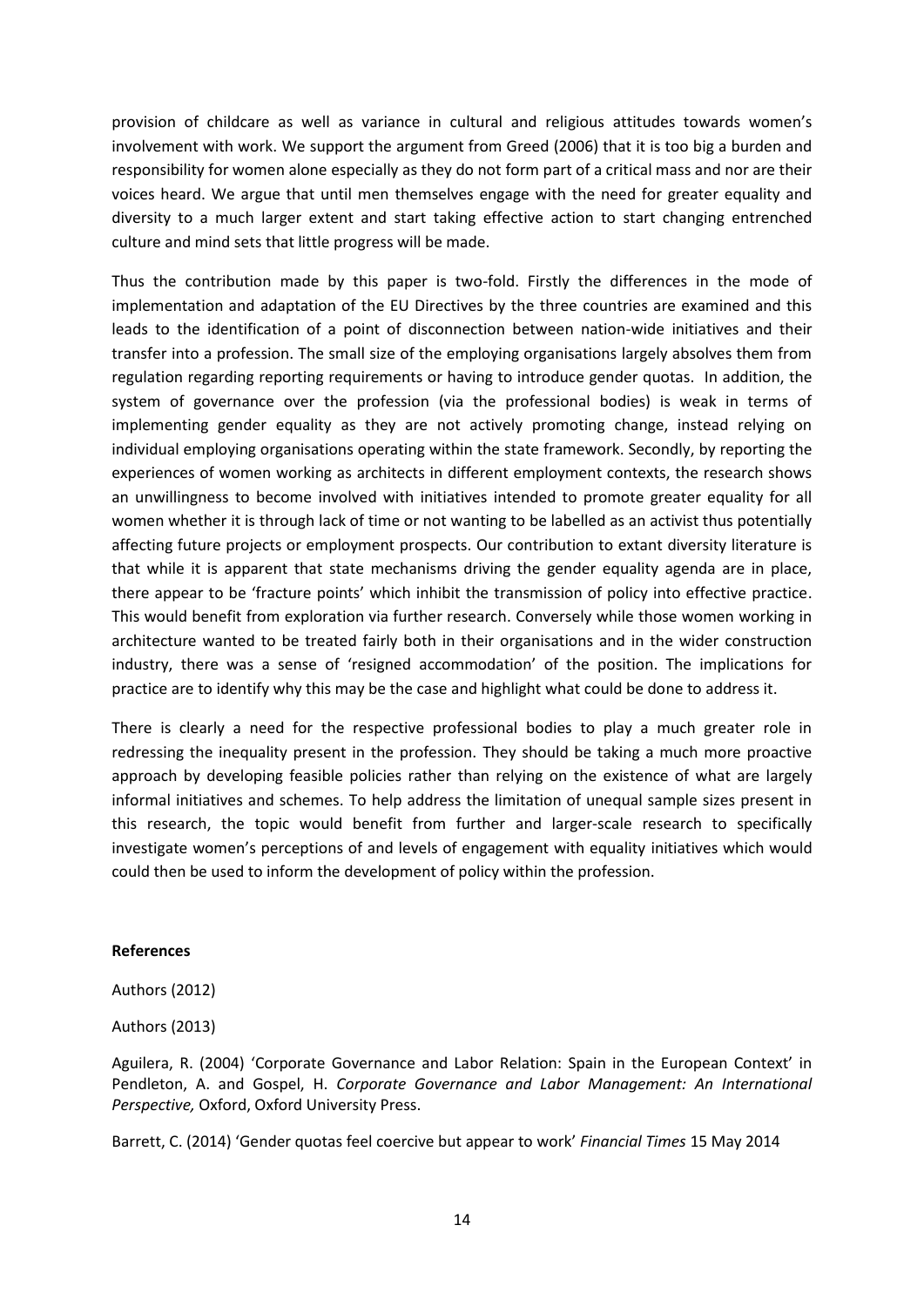provision of childcare as well as variance in cultural and religious attitudes towards women's involvement with work. We support the argument from Greed (2006) that it is too big a burden and responsibility for women alone especially as they do not form part of a critical mass and nor are their voices heard. We argue that until men themselves engage with the need for greater equality and diversity to a much larger extent and start taking effective action to start changing entrenched culture and mind sets that little progress will be made.

Thus the contribution made by this paper is two-fold. Firstly the differences in the mode of implementation and adaptation of the EU Directives by the three countries are examined and this leads to the identification of a point of disconnection between nation-wide initiatives and their transfer into a profession. The small size of the employing organisations largely absolves them from regulation regarding reporting requirements or having to introduce gender quotas. In addition, the system of governance over the profession (via the professional bodies) is weak in terms of implementing gender equality as they are not actively promoting change, instead relying on individual employing organisations operating within the state framework. Secondly, by reporting the experiences of women working as architects in different employment contexts, the research shows an unwillingness to become involved with initiatives intended to promote greater equality for all women whether it is through lack of time or not wanting to be labelled as an activist thus potentially affecting future projects or employment prospects. Our contribution to extant diversity literature is that while it is apparent that state mechanisms driving the gender equality agenda are in place, there appear to be 'fracture points' which inhibit the transmission of policy into effective practice. This would benefit from exploration via further research. Conversely while those women working in architecture wanted to be treated fairly both in their organisations and in the wider construction industry, there was a sense of 'resigned accommodation' of the position. The implications for practice are to identify why this may be the case and highlight what could be done to address it.

There is clearly a need for the respective professional bodies to play a much greater role in redressing the inequality present in the profession. They should be taking a much more proactive approach by developing feasible policies rather than relying on the existence of what are largely informal initiatives and schemes. To help address the limitation of unequal sample sizes present in this research, the topic would benefit from further and larger-scale research to specifically investigate women's perceptions of and levels of engagement with equality initiatives which would could then be used to inform the development of policy within the profession.

**References**

Authors (2012)

Authors (2013)

Aguilera, R. (2004) 'Corporate Governance and Labor Relation: Spain in the European Context' in Pendleton, A. and Gospel, H. *Corporate Governance and Labor Management: An International Perspective,* Oxford, Oxford University Press.

Barrett, C. (2014) 'Gender quotas feel coercive but appear to work' *Financial Times* 15 May 2014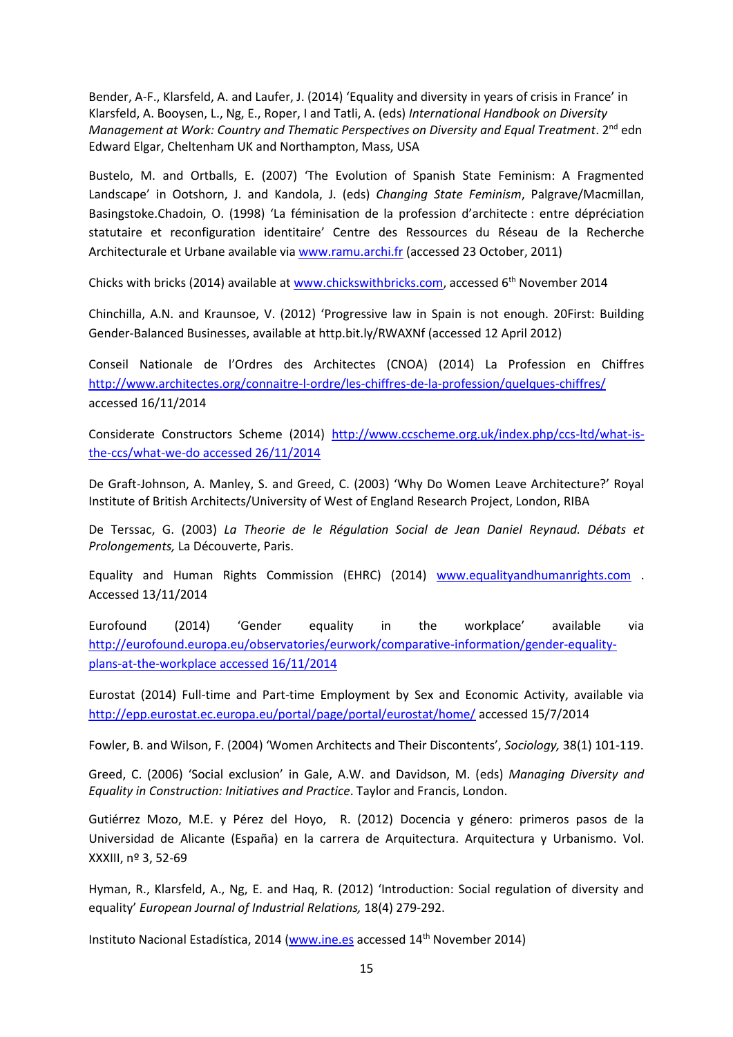Bender, A-F., Klarsfeld, A. and Laufer, J. (2014) 'Equality and diversity in years of crisis in France' in Klarsfeld, A. Booysen, L., Ng, E., Roper, I and Tatli, A. (eds) *International Handbook on Diversity Management at Work: Country and Thematic Perspectives on Diversity and Equal Treatment*. 2nd edn Edward Elgar, Cheltenham UK and Northampton, Mass, USA

Bustelo, M. and Ortballs, E. (2007) 'The Evolution of Spanish State Feminism: A Fragmented Landscape' in Ootshorn, J. and Kandola, J. (eds) *Changing State Feminism*, Palgrave/Macmillan, Basingstoke.Chadoin, O. (1998) 'La féminisation de la profession d'architecte : entre dépréciation statutaire et reconfiguration identitaire' Centre des Ressources du Réseau de la Recherche Architecturale et Urbane available via www.ramu.archi.fr (accessed 23 October, 2011)

Chicks with bricks (2014) available at www.chickswithbricks.com, accessed 6th November 2014

Chinchilla, A.N. and Kraunsoe, V. (2012) 'Progressive law in Spain is not enough. 20First: Building Gender-Balanced Businesses, available at http.bit.ly/RWAXNf (accessed 12 April 2012)

Conseil Nationale de l'Ordres des Architectes (CNOA) (2014) La Profession en Chiffres http://www.architectes.org/connaitre-l-ordre/les-chiffres-de-la-profession/quelques-chiffres/ accessed 16/11/2014

Considerate Constructors Scheme (2014) http://www.ccscheme.org.uk/index.php/ccs-ltd/what-is-the-ccs/what-we-do accessed 26/11/2014

De Graft-Johnson, A. Manley, S. and Greed, C. (2003) 'Why Do Women Leave Architecture?' Royal Institute of British Architects/University of West of England Research Project, London, RIBA

De Terssac, G. (2003) *La Theorie de le Régulation Social de Jean Daniel Reynaud. Débats et Prolongements,* La Découverte, Paris.

Equality and Human Rights Commission (EHRC) (2014) www.equalityandhumanrights.com . Accessed 13/11/2014

Eurofound (2014) 'Gender equality in the workplace' available via http://eurofound.europa.eu/observatories/eurwork/comparative-information/gender-equality-plans-at-the-workplace accessed 16/11/2014

Eurostat (2014) Full-time and Part-time Employment by Sex and Economic Activity, available via http://epp.eurostat.ec.europa.eu/portal/page/portal/eurostat/home/ accessed 15/7/2014

Fowler, B. and Wilson, F. (2004) 'Women Architects and Their Discontents', *Sociology,* 38(1) 101-119.

Greed, C. (2006) 'Social exclusion' in Gale, A.W. and Davidson, M. (eds) *Managing Diversity and Equality in Construction: Initiatives and Practice*. Taylor and Francis, London.

Gutiérrez Mozo, M.E. y Pérez del Hoyo, R. (2012) Docencia y género: primeros pasos de la Universidad de Alicante (España) en la carrera de Arquitectura. Arquitectura y Urbanismo. Vol. XXXIII, nº 3, 52-69

Hyman, R., Klarsfeld, A., Ng, E. and Haq, R. (2012) 'Introduction: Social regulation of diversity and equality' *European Journal of Industrial Relations,* 18(4) 279-292.

Instituto Nacional Estadística, 2014 (www.ine.es accessed 14th November 2014)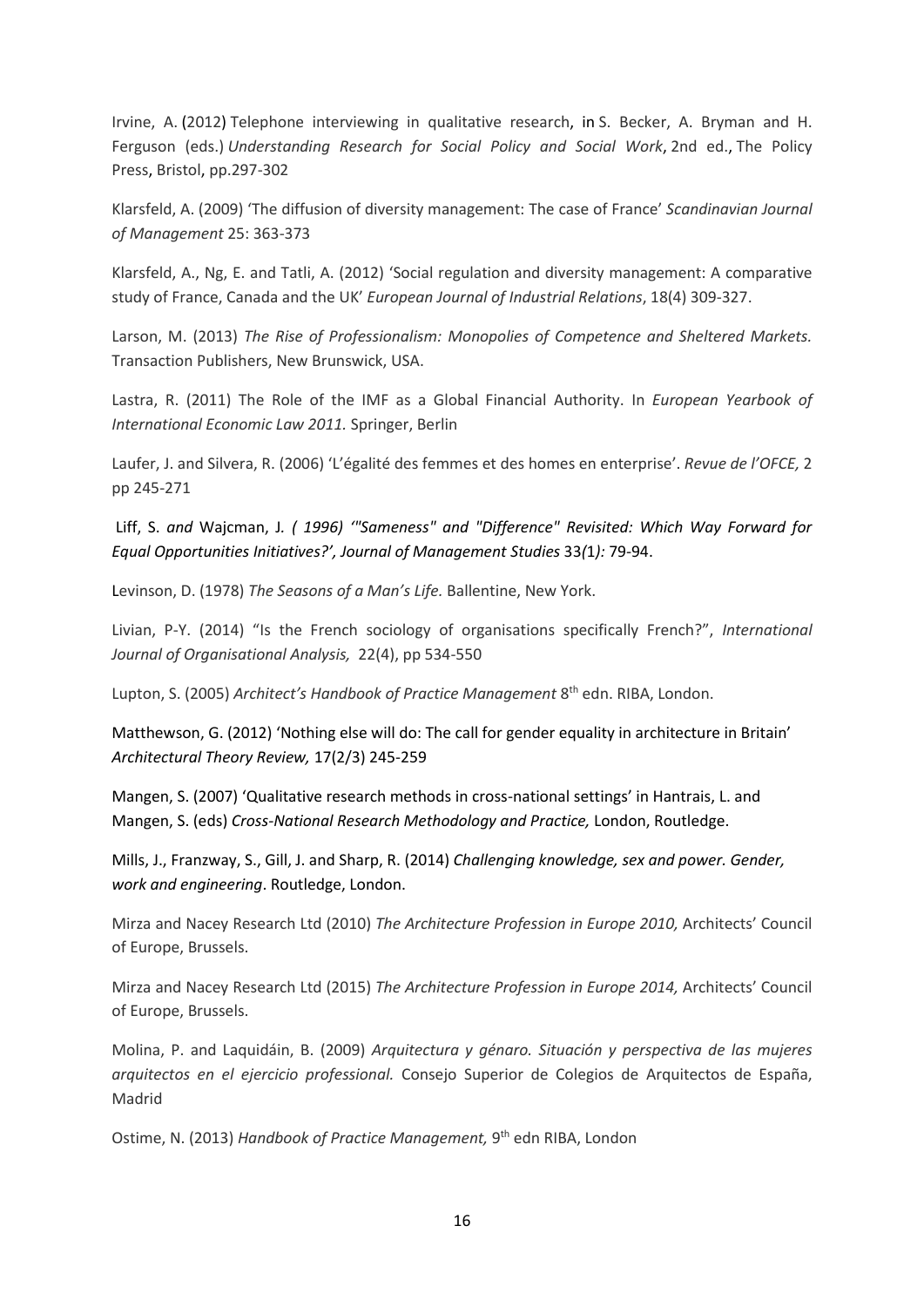Irvine, A. (2012) Telephone interviewing in qualitative research, in S. Becker, A. Bryman and H. Ferguson (eds.) *Understanding Research for Social Policy and Social Work*, 2nd ed., The Policy Press, Bristol, pp.297-302

Klarsfeld, A. (2009) 'The diffusion of diversity management: The case of France' *Scandinavian Journal of Management* 25: 363-373

Klarsfeld, A., Ng, E. and Tatli, A. (2012) 'Social regulation and diversity management: A comparative study of France, Canada and the UK' *European Journal of Industrial Relations*, 18(4) 309-327.

Larson, M. (2013) *The Rise of Professionalism: Monopolies of Competence and Sheltered Markets.* Transaction Publishers, New Brunswick, USA.

Lastra, R. (2011) The Role of the IMF as a Global Financial Authority. In *European Yearbook of International Economic Law 2011.* Springer, Berlin

Laufer, J. and Silvera, R. (2006) 'L'égalité des femmes et des homes en enterprise'. *Revue de l'OFCE,* 2 pp 245-271

Liff, S. *and* Wajcman, J. *( 1996) '"Sameness" and "Difference" Revisited: Which Way Forward for Equal Opportunities Initiatives?', Journal of Management Studies* 33*(1):* 79-94.

Levinson, D. (1978) *The Seasons of a Man's Life.* Ballentine, New York.

Livian, P-Y. (2014) "Is the French sociology of organisations specifically French?", *International Journal of Organisational Analysis,* 22(4), pp 534-550

Lupton, S. (2005) *Architect's Handbook of Practice Management* 8th edn. RIBA, London.

Matthewson, G. (2012) 'Nothing else will do: The call for gender equality in architecture in Britain' *Architectural Theory Review,* 17(2/3) 245-259

Mangen, S. (2007) 'Qualitative research methods in cross-national settings' in Hantrais, L. and Mangen, S. (eds) *Cross-National Research Methodology and Practice,* London, Routledge.

Mills, J., Franzway, S., Gill, J. and Sharp, R. (2014) *Challenging knowledge, sex and power. Gender, work and engineering*. Routledge, London.

Mirza and Nacey Research Ltd (2010) *The Architecture Profession in Europe 2010,* Architects' Council of Europe, Brussels.

Mirza and Nacey Research Ltd (2015) *The Architecture Profession in Europe 2014,* Architects' Council of Europe, Brussels.

Molina, P. and Laquidáin, B. (2009) *Arquitectura y génaro. Situación y perspectiva de las mujeres arquitectos en el ejercicio professional.* Consejo Superior de Colegios de Arquitectos de España, Madrid

Ostime, N. (2013) *Handbook of Practice Management,* 9th edn RIBA, London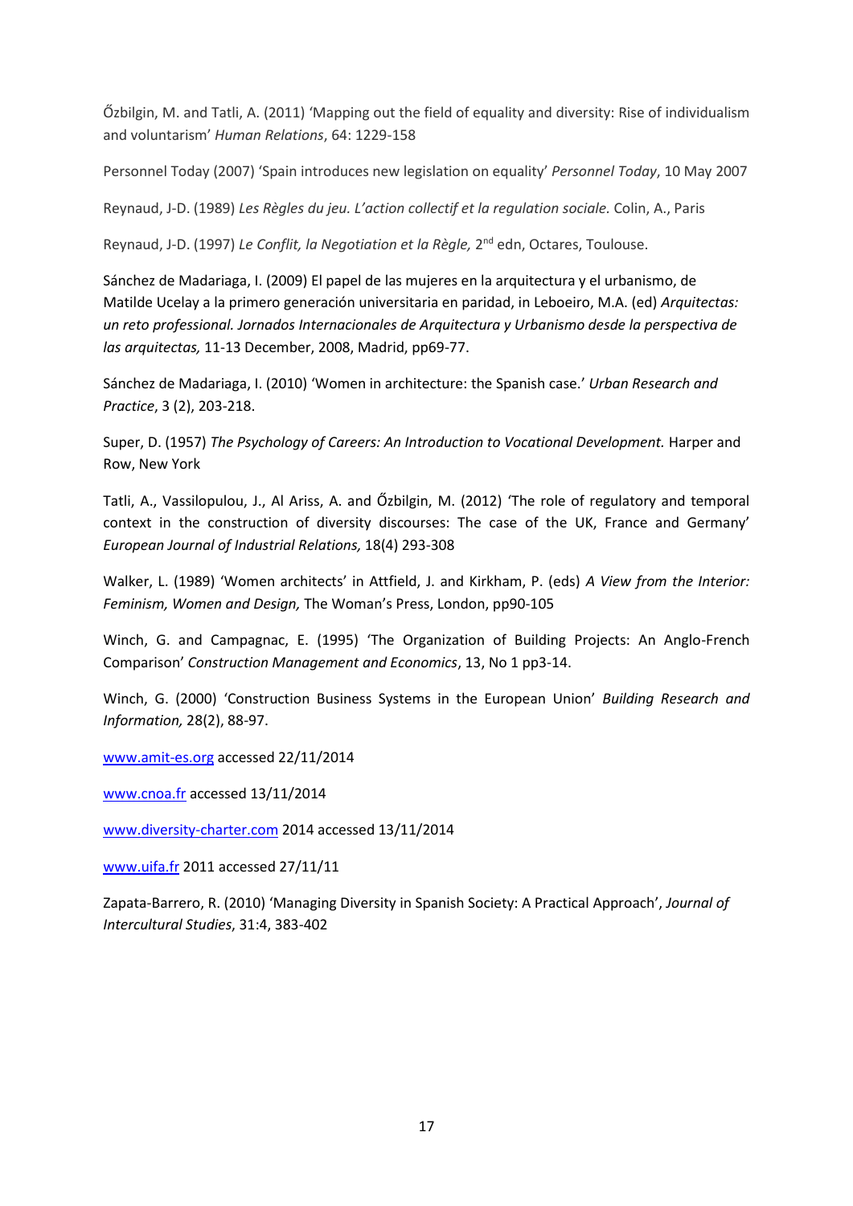Őzbilgin, M. and Tatli, A. (2011) 'Mapping out the field of equality and diversity: Rise of individualism and voluntarism' *Human Relations*, 64: 1229-158

Personnel Today (2007) 'Spain introduces new legislation on equality' *Personnel Today*, 10 May 2007

Reynaud, J-D. (1989) *Les Règles du jeu. L'action collectif et la regulation sociale.* Colin, A., Paris

Reynaud, J-D. (1997) *Le Conflit, la Negotiation et la Règle,* 2nd edn, Octares, Toulouse.

Sánchez de Madariaga, I. (2009) El papel de las mujeres en la arquitectura y el urbanismo, de Matilde Ucelay a la primero generación universitaria en paridad, in Leboeiro, M.A. (ed) *Arquitectas: un reto professional. Jornados Internacionales de Arquitectura y Urbanismo desde la perspectiva de las arquitectas,* 11-13 December, 2008, Madrid, pp69-77.

Sánchez de Madariaga, I. (2010) 'Women in architecture: the Spanish case.' *Urban Research and Practice*, 3 (2), 203-218.

Super, D. (1957) *The Psychology of Careers: An Introduction to Vocational Development.* Harper and Row, New York

Tatli, A., Vassilopulou, J., Al Ariss, A. and Őzbilgin, M. (2012) 'The role of regulatory and temporal context in the construction of diversity discourses: The case of the UK, France and Germany' *European Journal of Industrial Relations,* 18(4) 293-308

Walker, L. (1989) 'Women architects' in Attfield, J. and Kirkham, P. (eds) *A View from the Interior: Feminism, Women and Design,* The Woman's Press, London, pp90-105

Winch, G. and Campagnac, E. (1995) 'The Organization of Building Projects: An Anglo-French Comparison' *Construction Management and Economics*, 13, No 1 pp3-14.

Winch, G. (2000) 'Construction Business Systems in the European Union' *Building Research and Information,* 28(2), 88-97.

www.amit-es.org accessed 22/11/2014

www.cnoa.fr accessed 13/11/2014

www.diversity-charter.com 2014 accessed 13/11/2014

www.uifa.fr 2011 accessed 27/11/11

Zapata-Barrero, R. (2010) 'Managing Diversity in Spanish Society: A Practical Approach', *Journal of Intercultural Studies*, 31:4, 383-402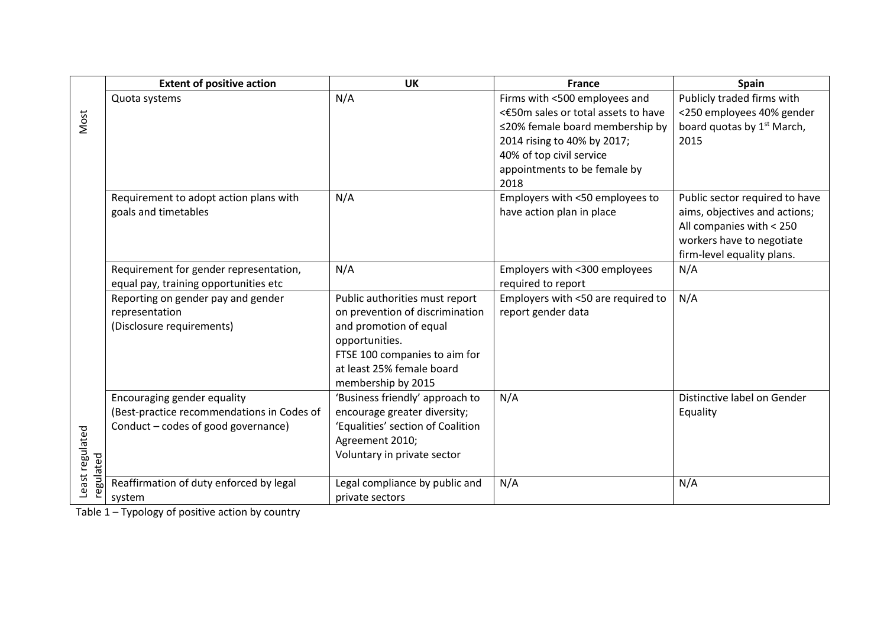| | Extent of positive action | UK | France | Spain |
|---|---|---|---|---|
| Most | Quota systems | N/A | Firms with <500 employees and <€50m sales or total assets to have ≤20% female board membership by 2014 rising to 40% by 2017;<br>40% of top civil service appointments to be female by 2018 | Publicly traded firms with <250 employees 40% gender board quotas by 1st March, 2015 |
| | Requirement to adopt action plans with goals and timetables | N/A | Employers with <50 employees to have action plan in place | Public sector required to have aims, objectives and actions; All companies with < 250 workers have to negotiate firm-level equality plans. |
| | Requirement for gender representation, equal pay, training opportunities etc | N/A | Employers with <300 employees required to report | N/A |
| | Reporting on gender pay and gender representation (Disclosure requirements) | Public authorities must report on prevention of discrimination and promotion of equal opportunities.<br>FTSE 100 companies to aim for at least 25% female board membership by 2015 | Employers with <50 are required to report gender data | N/A |
| | Encouraging gender equality (Best-practice recommendations in Codes of Conduct – codes of good governance) | 'Business friendly' approach to encourage greater diversity;<br>'Equalities' section of Coalition Agreement 2010;<br>Voluntary in private sector | N/A | Distinctive label on Gender Equality |
| Least regulated | Reaffirmation of duty enforced by legal system | Legal compliance by public and private sectors | N/A | N/A |

Table 1 – Typology of positive action by country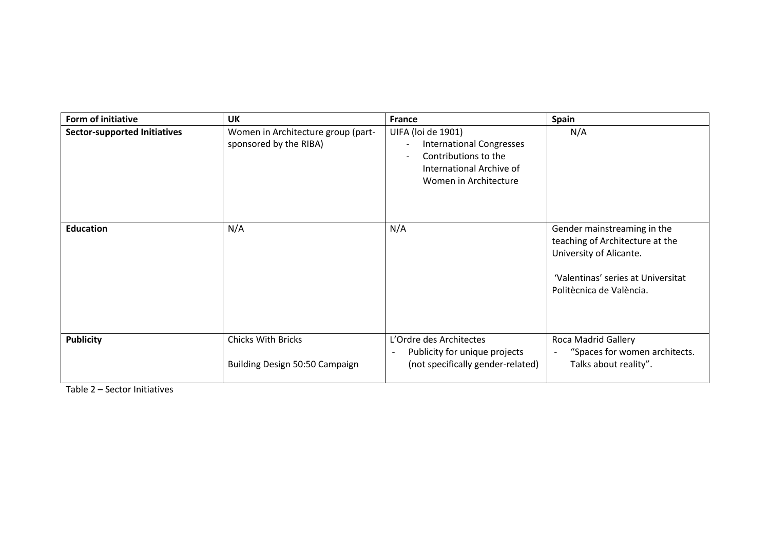| Form of initiative | UK | France | Spain |
|---|---|---|---|
| **Sector-supported Initiatives** | Women in Architecture group (part-sponsored by the RIBA) | UIFA (loi de 1901)<br>- International Congresses<br>- Contributions to the International Archive of Women in Architecture | N/A |
| **Education** | N/A | N/A | Gender mainstreaming in the teaching of Architecture at the University of Alicante.<br><br>'Valentinas' series at Universitat Politècnica de València. |
| **Publicity** | Chicks With Bricks<br><br>Building Design 50:50 Campaign | L'Ordre des Architectes<br>- Publicity for unique projects (not specifically gender-related) | Roca Madrid Gallery<br>- "Spaces for women architects. Talks about reality". |

Table 2 – Sector Initiatives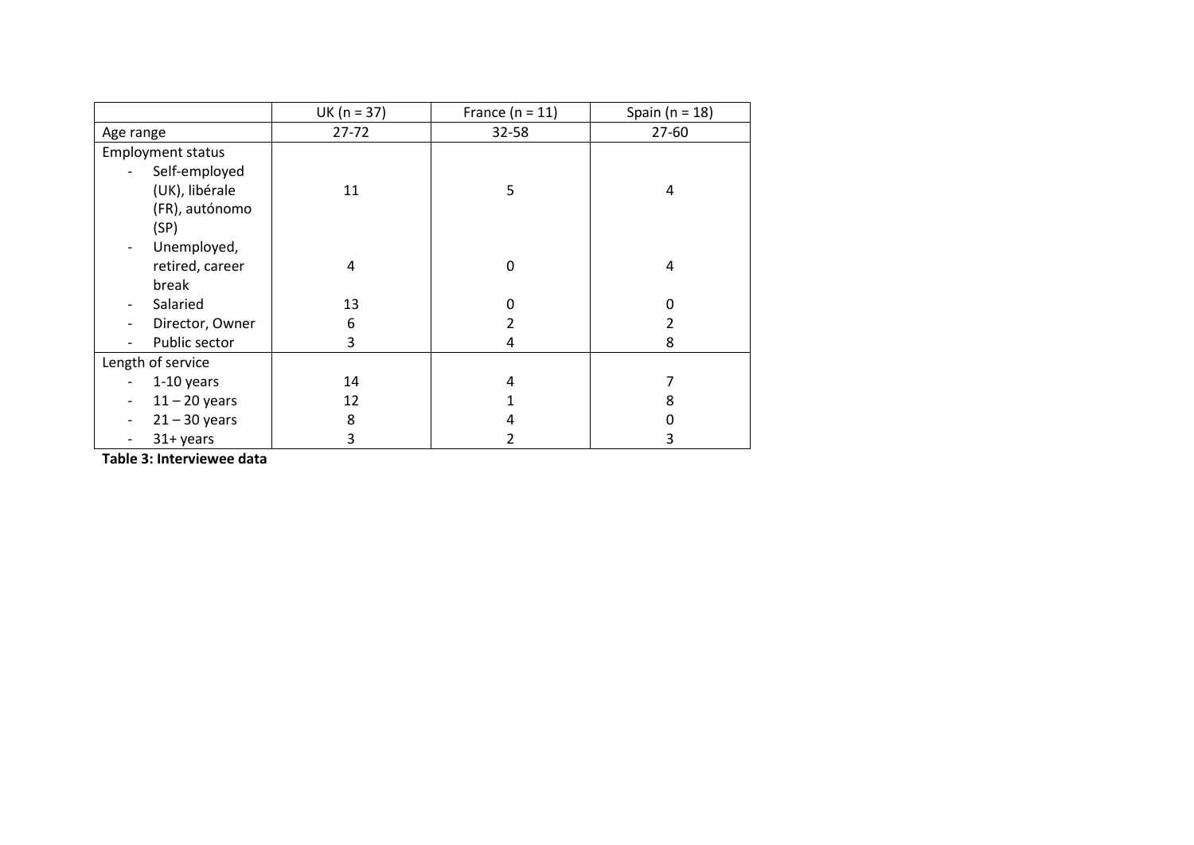| | UK (n = 37) | France (n = 11) | Spain (n = 18) |
|---|---|---|---|
| Age range | 27-72 | 32-58 | 27-60 |
| Employment status | | | |
| - Self-employed (UK), libérale (FR), autónomo (SP) | 11 | 5 | 4 |
| - Unemployed, retired, career break | 4 | 0 | 4 |
| - Salaried | 13 | 0 | 0 |
| - Director, Owner | 6 | 2 | 2 |
| - Public sector | 3 | 4 | 8 |
| Length of service | | | |
| - 1-10 years | 14 | 4 | 7 |
| - 11 – 20 years | 12 | 1 | 8 |
| - 21 – 30 years | 8 | 4 | 0 |
| - 31+ years | 3 | 2 | 3 |

**Table 3: Interviewee data**